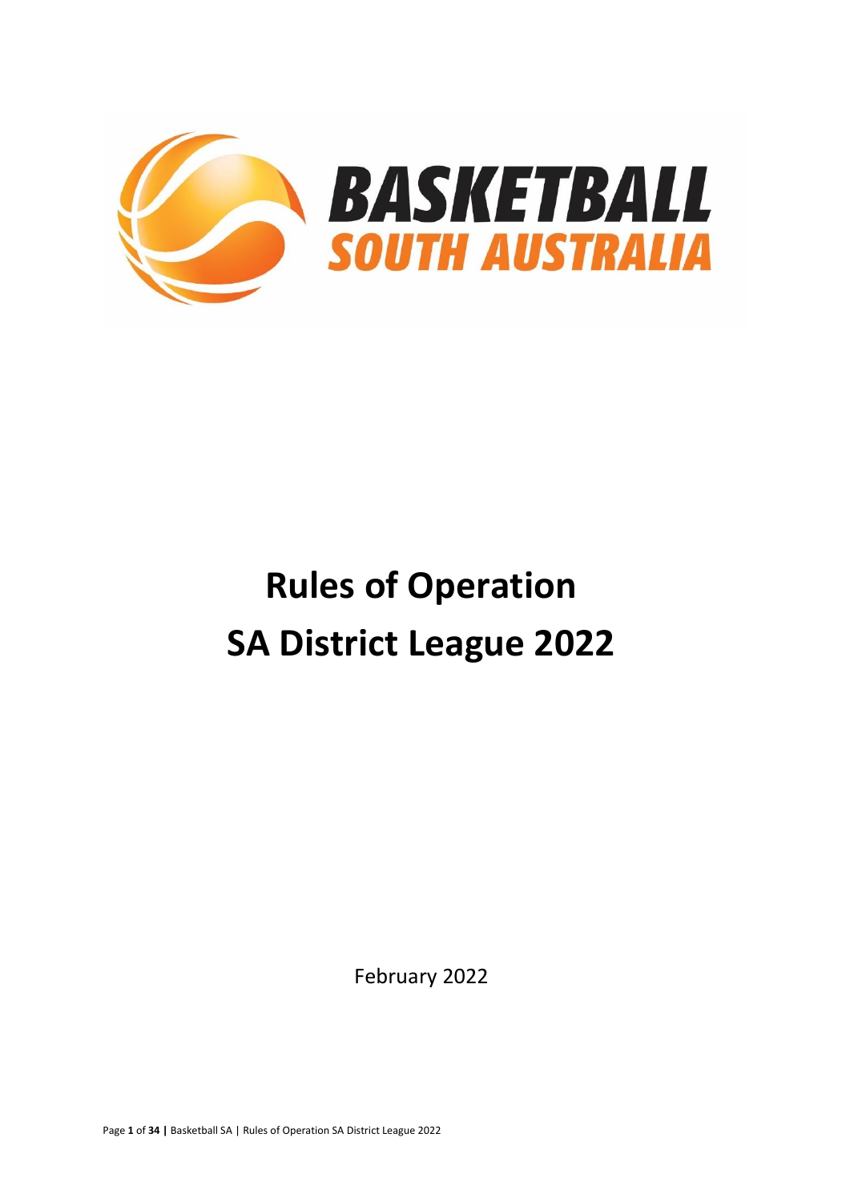BASKETBALL
SOUTH AUSTRALIA

# Rules of Operation
# SA District League 2022

February 2022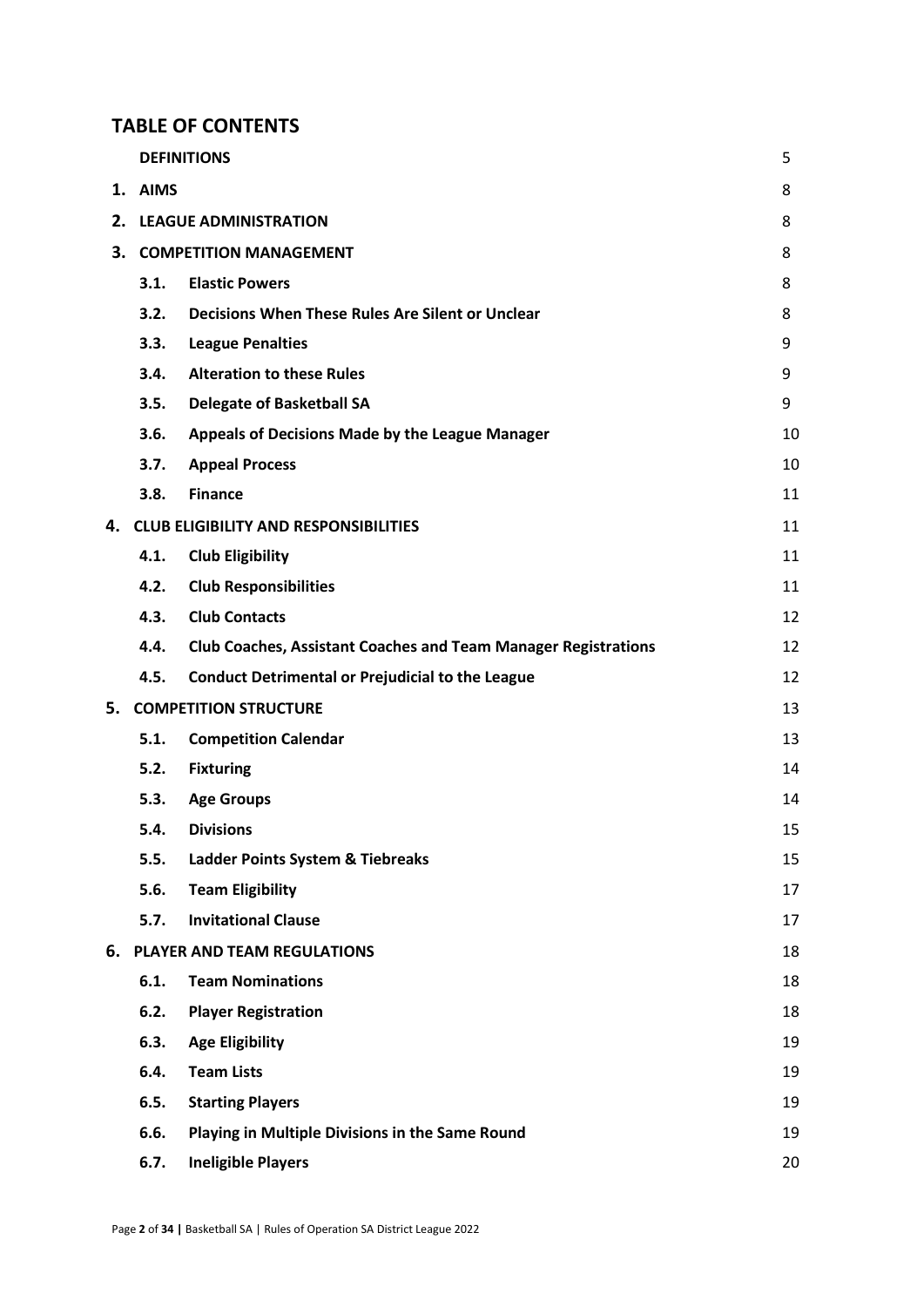## TABLE OF CONTENTS

| | | |
|---|---|---|
| **DEFINITIONS** | | 5 |
| **1.** | **AIMS** | 8 |
| **2.** | **LEAGUE ADMINISTRATION** | 8 |
| **3.** | **COMPETITION MANAGEMENT** | 8 |
| **3.1.** | **Elastic Powers** | 8 |
| **3.2.** | **Decisions When These Rules Are Silent or Unclear** | 8 |
| **3.3.** | **League Penalties** | 9 |
| **3.4.** | **Alteration to these Rules** | 9 |
| **3.5.** | **Delegate of Basketball SA** | 9 |
| **3.6.** | **Appeals of Decisions Made by the League Manager** | 10 |
| **3.7.** | **Appeal Process** | 10 |
| **3.8.** | **Finance** | 11 |
| **4.** | **CLUB ELIGIBILITY AND RESPONSIBILITIES** | 11 |
| **4.1.** | **Club Eligibility** | 11 |
| **4.2.** | **Club Responsibilities** | 11 |
| **4.3.** | **Club Contacts** | 12 |
| **4.4.** | **Club Coaches, Assistant Coaches and Team Manager Registrations** | 12 |
| **4.5.** | **Conduct Detrimental or Prejudicial to the League** | 12 |
| **5.** | **COMPETITION STRUCTURE** | 13 |
| **5.1.** | **Competition Calendar** | 13 |
| **5.2.** | **Fixturing** | 14 |
| **5.3.** | **Age Groups** | 14 |
| **5.4.** | **Divisions** | 15 |
| **5.5.** | **Ladder Points System & Tiebreaks** | 15 |
| **5.6.** | **Team Eligibility** | 17 |
| **5.7.** | **Invitational Clause** | 17 |
| **6.** | **PLAYER AND TEAM REGULATIONS** | 18 |
| **6.1.** | **Team Nominations** | 18 |
| **6.2.** | **Player Registration** | 18 |
| **6.3.** | **Age Eligibility** | 19 |
| **6.4.** | **Team Lists** | 19 |
| **6.5.** | **Starting Players** | 19 |
| **6.6.** | **Playing in Multiple Divisions in the Same Round** | 19 |
| **6.7.** | **Ineligible Players** | 20 |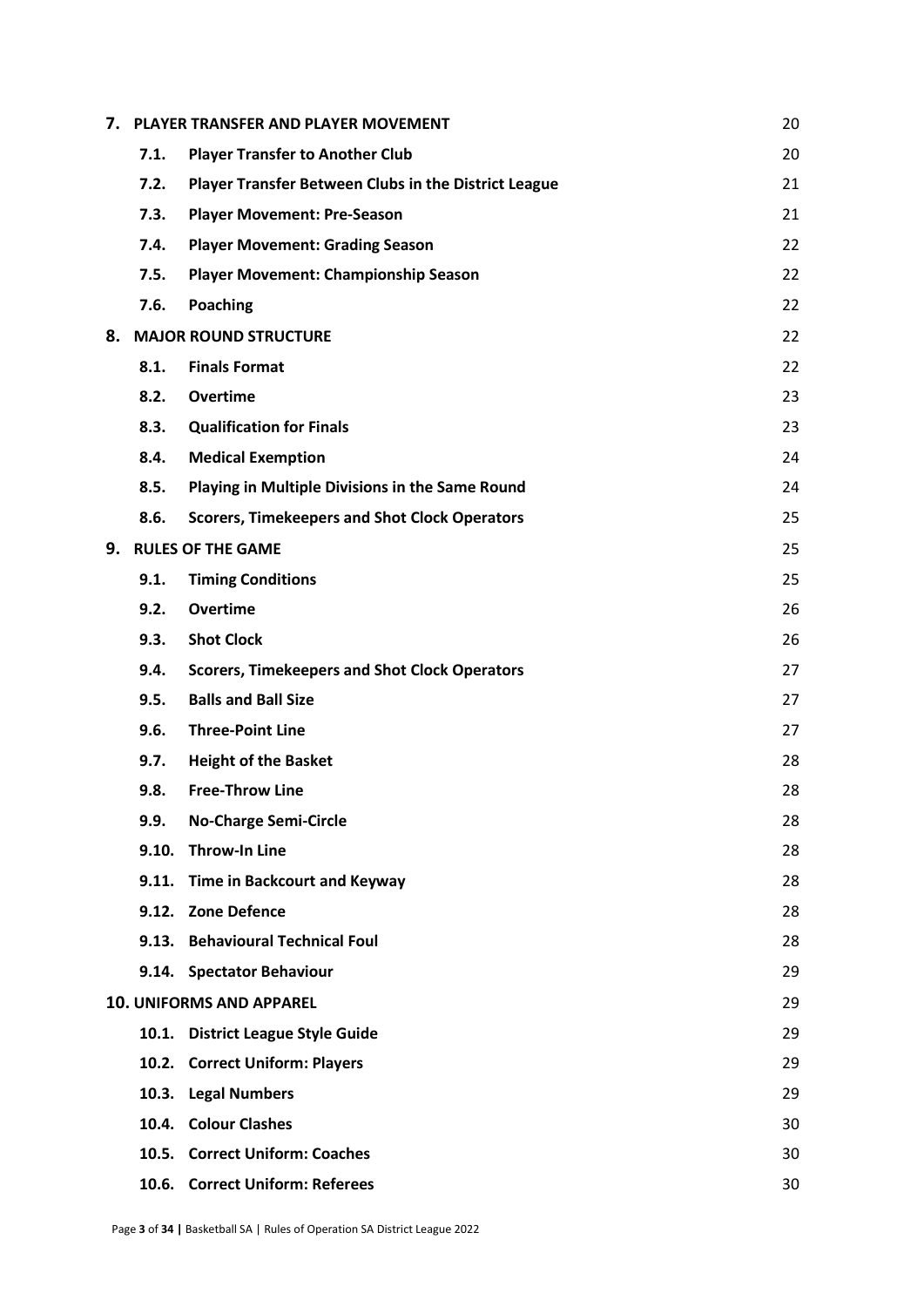| | | |
|---|---|---|
| **7.** | **PLAYER TRANSFER AND PLAYER MOVEMENT** | 20 |
| **7.1.** | **Player Transfer to Another Club** | 20 |
| **7.2.** | **Player Transfer Between Clubs in the District League** | 21 |
| **7.3.** | **Player Movement: Pre-Season** | 21 |
| **7.4.** | **Player Movement: Grading Season** | 22 |
| **7.5.** | **Player Movement: Championship Season** | 22 |
| **7.6.** | **Poaching** | 22 |
| **8.** | **MAJOR ROUND STRUCTURE** | 22 |
| **8.1.** | **Finals Format** | 22 |
| **8.2.** | **Overtime** | 23 |
| **8.3.** | **Qualification for Finals** | 23 |
| **8.4.** | **Medical Exemption** | 24 |
| **8.5.** | **Playing in Multiple Divisions in the Same Round** | 24 |
| **8.6.** | **Scorers, Timekeepers and Shot Clock Operators** | 25 |
| **9.** | **RULES OF THE GAME** | 25 |
| **9.1.** | **Timing Conditions** | 25 |
| **9.2.** | **Overtime** | 26 |
| **9.3.** | **Shot Clock** | 26 |
| **9.4.** | **Scorers, Timekeepers and Shot Clock Operators** | 27 |
| **9.5.** | **Balls and Ball Size** | 27 |
| **9.6.** | **Three-Point Line** | 27 |
| **9.7.** | **Height of the Basket** | 28 |
| **9.8.** | **Free-Throw Line** | 28 |
| **9.9.** | **No-Charge Semi-Circle** | 28 |
| **9.10.** | **Throw-In Line** | 28 |
| **9.11.** | **Time in Backcourt and Keyway** | 28 |
| **9.12.** | **Zone Defence** | 28 |
| **9.13.** | **Behavioural Technical Foul** | 28 |
| **9.14.** | **Spectator Behaviour** | 29 |
| **10.** | **UNIFORMS AND APPAREL** | 29 |
| **10.1.** | **District League Style Guide** | 29 |
| **10.2.** | **Correct Uniform: Players** | 29 |
| **10.3.** | **Legal Numbers** | 29 |
| **10.4.** | **Colour Clashes** | 30 |
| **10.5.** | **Correct Uniform: Coaches** | 30 |
| **10.6.** | **Correct Uniform: Referees** | 30 |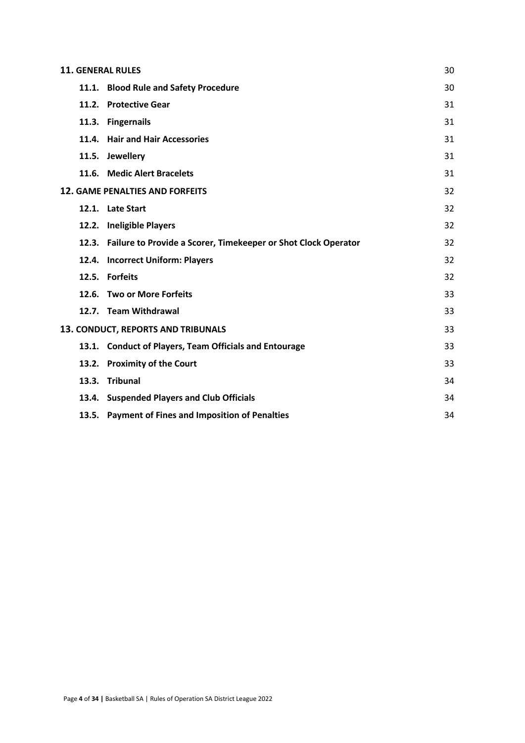| | |
|---|---|
| **11. GENERAL RULES** | 30 |
| **11.1. Blood Rule and Safety Procedure** | 30 |
| **11.2. Protective Gear** | 31 |
| **11.3. Fingernails** | 31 |
| **11.4. Hair and Hair Accessories** | 31 |
| **11.5. Jewellery** | 31 |
| **11.6. Medic Alert Bracelets** | 31 |
| **12. GAME PENALTIES AND FORFEITS** | 32 |
| **12.1. Late Start** | 32 |
| **12.2. Ineligible Players** | 32 |
| **12.3. Failure to Provide a Scorer, Timekeeper or Shot Clock Operator** | 32 |
| **12.4. Incorrect Uniform: Players** | 32 |
| **12.5. Forfeits** | 32 |
| **12.6. Two or More Forfeits** | 33 |
| **12.7. Team Withdrawal** | 33 |
| **13. CONDUCT, REPORTS AND TRIBUNALS** | 33 |
| **13.1. Conduct of Players, Team Officials and Entourage** | 33 |
| **13.2. Proximity of the Court** | 33 |
| **13.3. Tribunal** | 34 |
| **13.4. Suspended Players and Club Officials** | 34 |
| **13.5. Payment of Fines and Imposition of Penalties** | 34 |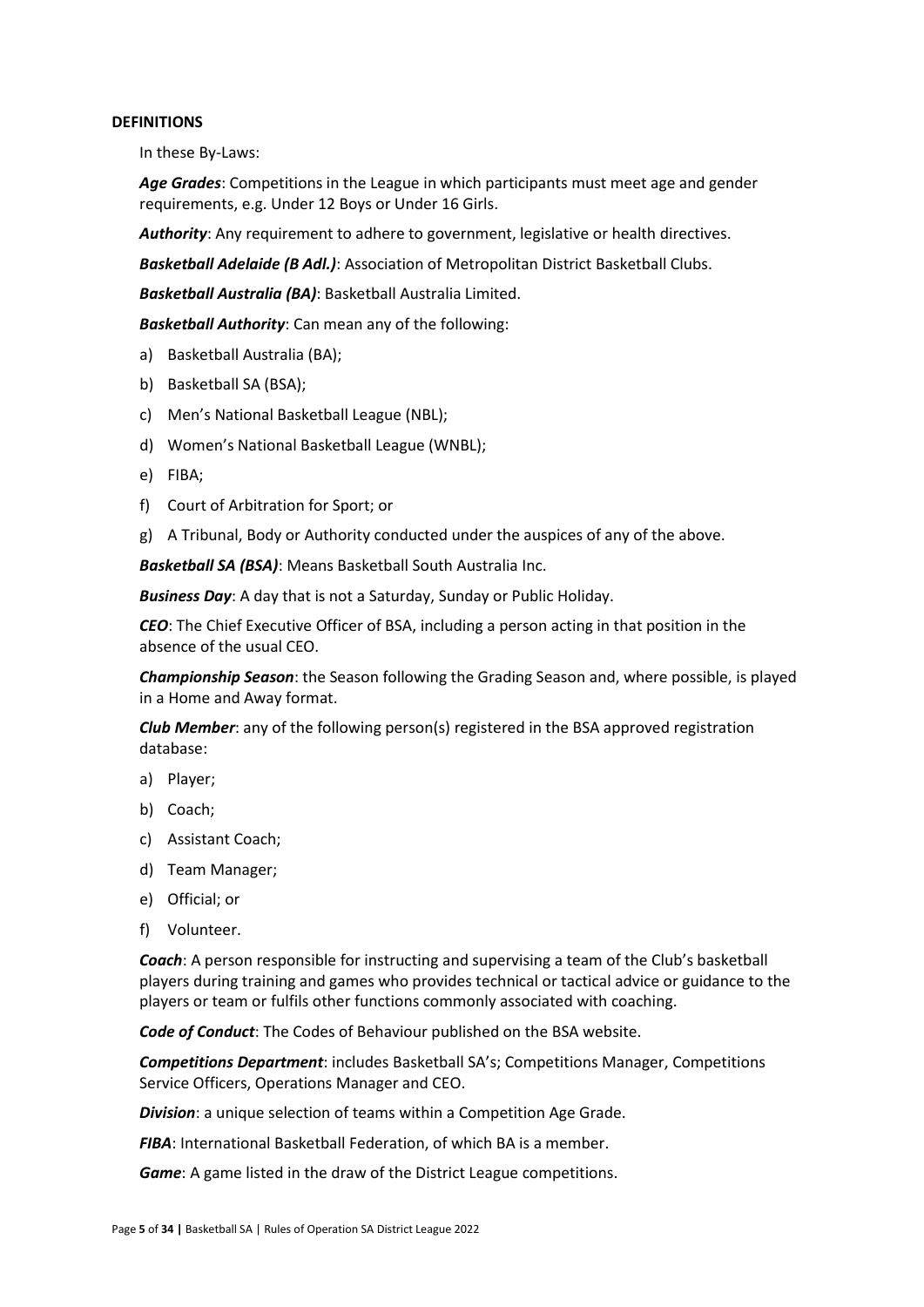**DEFINITIONS**

In these By-Laws:

***Age Grades***: Competitions in the League in which participants must meet age and gender requirements, e.g. Under 12 Boys or Under 16 Girls.

***Authority***: Any requirement to adhere to government, legislative or health directives.

***Basketball Adelaide (B Adl.)***: Association of Metropolitan District Basketball Clubs.

***Basketball Australia (BA)***: Basketball Australia Limited.

***Basketball Authority***: Can mean any of the following:

a) Basketball Australia (BA);
b) Basketball SA (BSA);
c) Men's National Basketball League (NBL);
d) Women's National Basketball League (WNBL);
e) FIBA;
f) Court of Arbitration for Sport; or
g) A Tribunal, Body or Authority conducted under the auspices of any of the above.

***Basketball SA (BSA)***: Means Basketball South Australia Inc.

***Business Day***: A day that is not a Saturday, Sunday or Public Holiday.

***CEO***: The Chief Executive Officer of BSA, including a person acting in that position in the absence of the usual CEO.

***Championship Season***: the Season following the Grading Season and, where possible, is played in a Home and Away format.

***Club Member***: any of the following person(s) registered in the BSA approved registration database:

a) Player;
b) Coach;
c) Assistant Coach;
d) Team Manager;
e) Official; or
f) Volunteer.

***Coach***: A person responsible for instructing and supervising a team of the Club's basketball players during training and games who provides technical or tactical advice or guidance to the players or team or fulfils other functions commonly associated with coaching.

***Code of Conduct***: The Codes of Behaviour published on the BSA website.

***Competitions Department***: includes Basketball SA's; Competitions Manager, Competitions Service Officers, Operations Manager and CEO.

***Division***: a unique selection of teams within a Competition Age Grade.

***FIBA***: International Basketball Federation, of which BA is a member.

***Game***: A game listed in the draw of the District League competitions.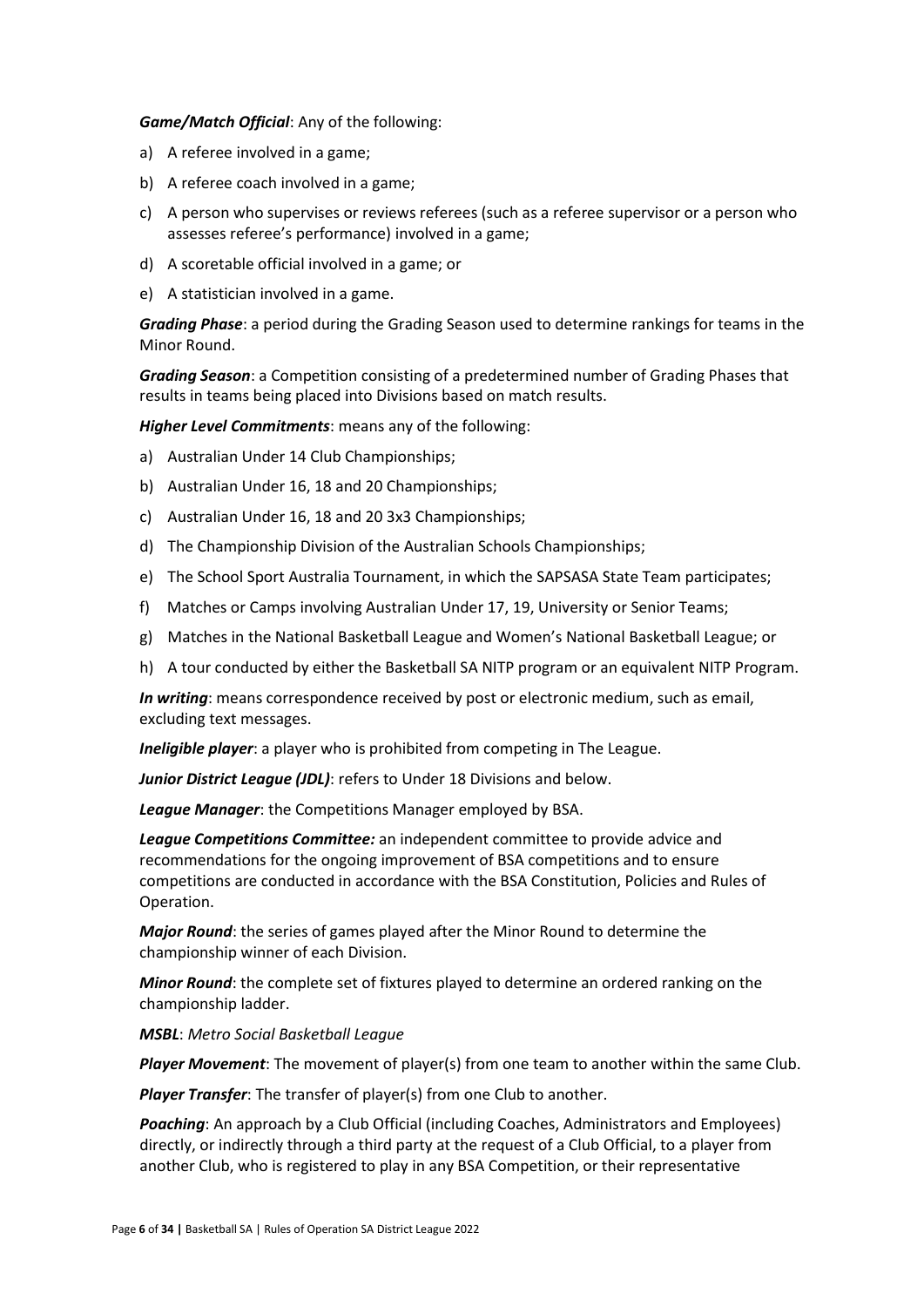***Game/Match Official***: Any of the following:

a) A referee involved in a game;

b) A referee coach involved in a game;

c) A person who supervises or reviews referees (such as a referee supervisor or a person who assesses referee's performance) involved in a game;

d) A scoretable official involved in a game; or

e) A statistician involved in a game.

***Grading Phase***: a period during the Grading Season used to determine rankings for teams in the Minor Round.

***Grading Season***: a Competition consisting of a predetermined number of Grading Phases that results in teams being placed into Divisions based on match results.

***Higher Level Commitments***: means any of the following:

a) Australian Under 14 Club Championships;

b) Australian Under 16, 18 and 20 Championships;

c) Australian Under 16, 18 and 20 3x3 Championships;

d) The Championship Division of the Australian Schools Championships;

e) The School Sport Australia Tournament, in which the SAPSASA State Team participates;

f) Matches or Camps involving Australian Under 17, 19, University or Senior Teams;

g) Matches in the National Basketball League and Women's National Basketball League; or

h) A tour conducted by either the Basketball SA NITP program or an equivalent NITP Program.

***In writing***: means correspondence received by post or electronic medium, such as email, excluding text messages.

***Ineligible player***: a player who is prohibited from competing in The League.

***Junior District League (JDL)***: refers to Under 18 Divisions and below.

***League Manager***: the Competitions Manager employed by BSA.

***League Competitions Committee:*** an independent committee to provide advice and recommendations for the ongoing improvement of BSA competitions and to ensure competitions are conducted in accordance with the BSA Constitution, Policies and Rules of Operation.

***Major Round***: the series of games played after the Minor Round to determine the championship winner of each Division.

***Minor Round***: the complete set of fixtures played to determine an ordered ranking on the championship ladder.

***MSBL***: *Metro Social Basketball League*

***Player Movement***: The movement of player(s) from one team to another within the same Club.

***Player Transfer***: The transfer of player(s) from one Club to another.

***Poaching***: An approach by a Club Official (including Coaches, Administrators and Employees) directly, or indirectly through a third party at the request of a Club Official, to a player from another Club, who is registered to play in any BSA Competition, or their representative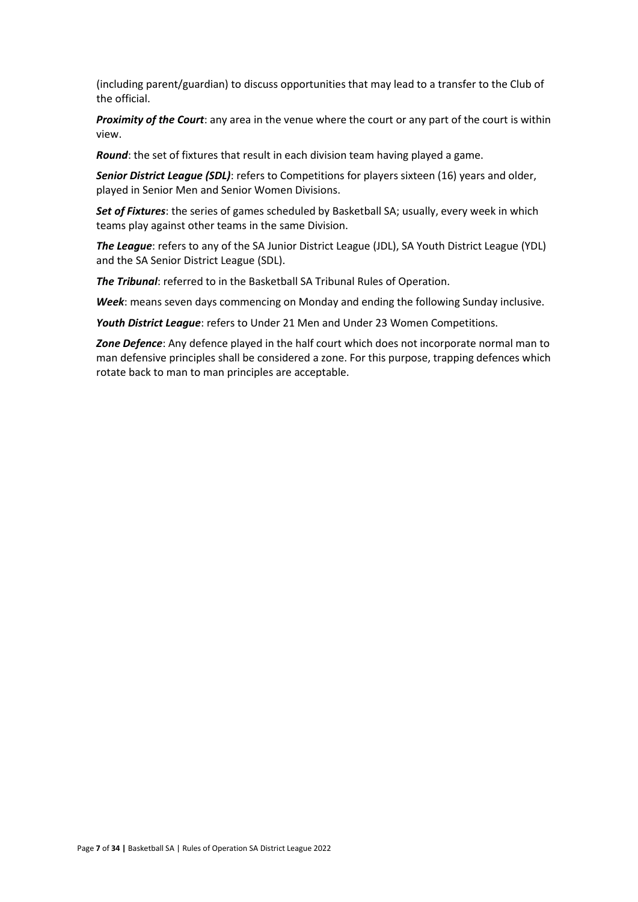(including parent/guardian) to discuss opportunities that may lead to a transfer to the Club of the official.

***Proximity of the Court***: any area in the venue where the court or any part of the court is within view.

***Round***: the set of fixtures that result in each division team having played a game.

***Senior District League (SDL)***: refers to Competitions for players sixteen (16) years and older, played in Senior Men and Senior Women Divisions.

***Set of Fixtures***: the series of games scheduled by Basketball SA; usually, every week in which teams play against other teams in the same Division.

***The League***: refers to any of the SA Junior District League (JDL), SA Youth District League (YDL) and the SA Senior District League (SDL).

***The Tribunal***: referred to in the Basketball SA Tribunal Rules of Operation.

***Week***: means seven days commencing on Monday and ending the following Sunday inclusive.

***Youth District League***: refers to Under 21 Men and Under 23 Women Competitions.

***Zone Defence***: Any defence played in the half court which does not incorporate normal man to man defensive principles shall be considered a zone. For this purpose, trapping defences which rotate back to man to man principles are acceptable.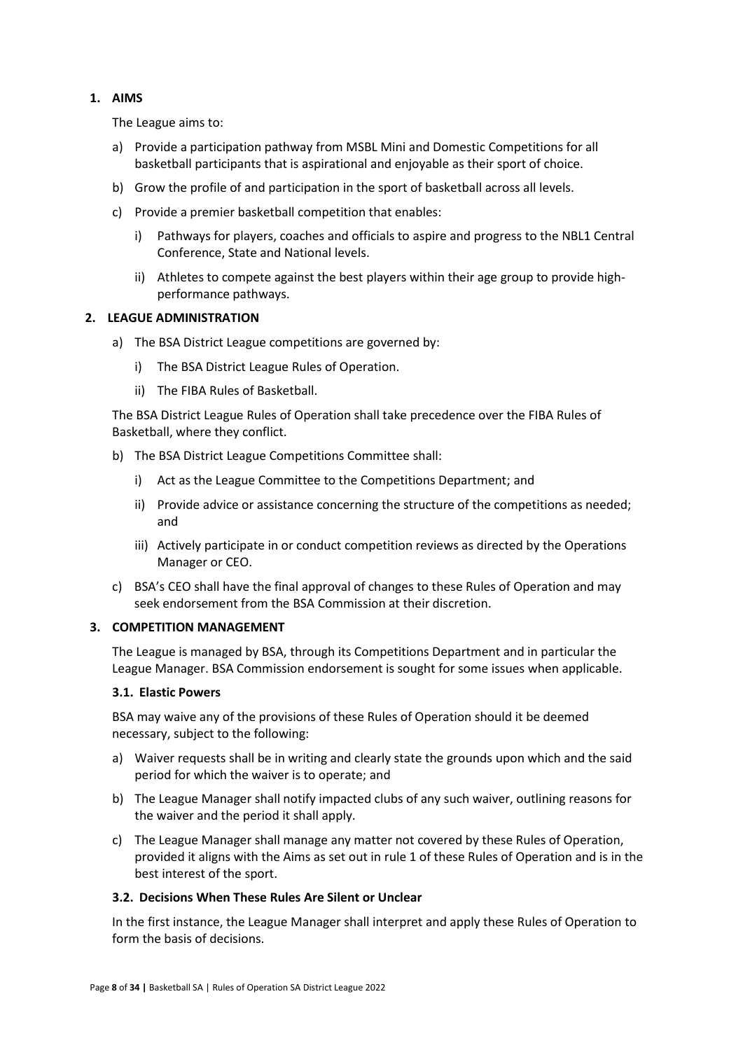## 1. AIMS

The League aims to:

a) Provide a participation pathway from MSBL Mini and Domestic Competitions for all basketball participants that is aspirational and enjoyable as their sport of choice.

b) Grow the profile of and participation in the sport of basketball across all levels.

c) Provide a premier basketball competition that enables:

   i) Pathways for players, coaches and officials to aspire and progress to the NBL1 Central Conference, State and National levels.

   ii) Athletes to compete against the best players within their age group to provide high-performance pathways.

## 2. LEAGUE ADMINISTRATION

a) The BSA District League competitions are governed by:

   i) The BSA District League Rules of Operation.

   ii) The FIBA Rules of Basketball.

The BSA District League Rules of Operation shall take precedence over the FIBA Rules of Basketball, where they conflict.

b) The BSA District League Competitions Committee shall:

   i) Act as the League Committee to the Competitions Department; and

   ii) Provide advice or assistance concerning the structure of the competitions as needed; and

   iii) Actively participate in or conduct competition reviews as directed by the Operations Manager or CEO.

c) BSA's CEO shall have the final approval of changes to these Rules of Operation and may seek endorsement from the BSA Commission at their discretion.

## 3. COMPETITION MANAGEMENT

The League is managed by BSA, through its Competitions Department and in particular the League Manager. BSA Commission endorsement is sought for some issues when applicable.

### 3.1. Elastic Powers

BSA may waive any of the provisions of these Rules of Operation should it be deemed necessary, subject to the following:

a) Waiver requests shall be in writing and clearly state the grounds upon which and the said period for which the waiver is to operate; and

b) The League Manager shall notify impacted clubs of any such waiver, outlining reasons for the waiver and the period it shall apply.

c) The League Manager shall manage any matter not covered by these Rules of Operation, provided it aligns with the Aims as set out in rule 1 of these Rules of Operation and is in the best interest of the sport.

### 3.2. Decisions When These Rules Are Silent or Unclear

In the first instance, the League Manager shall interpret and apply these Rules of Operation to form the basis of decisions.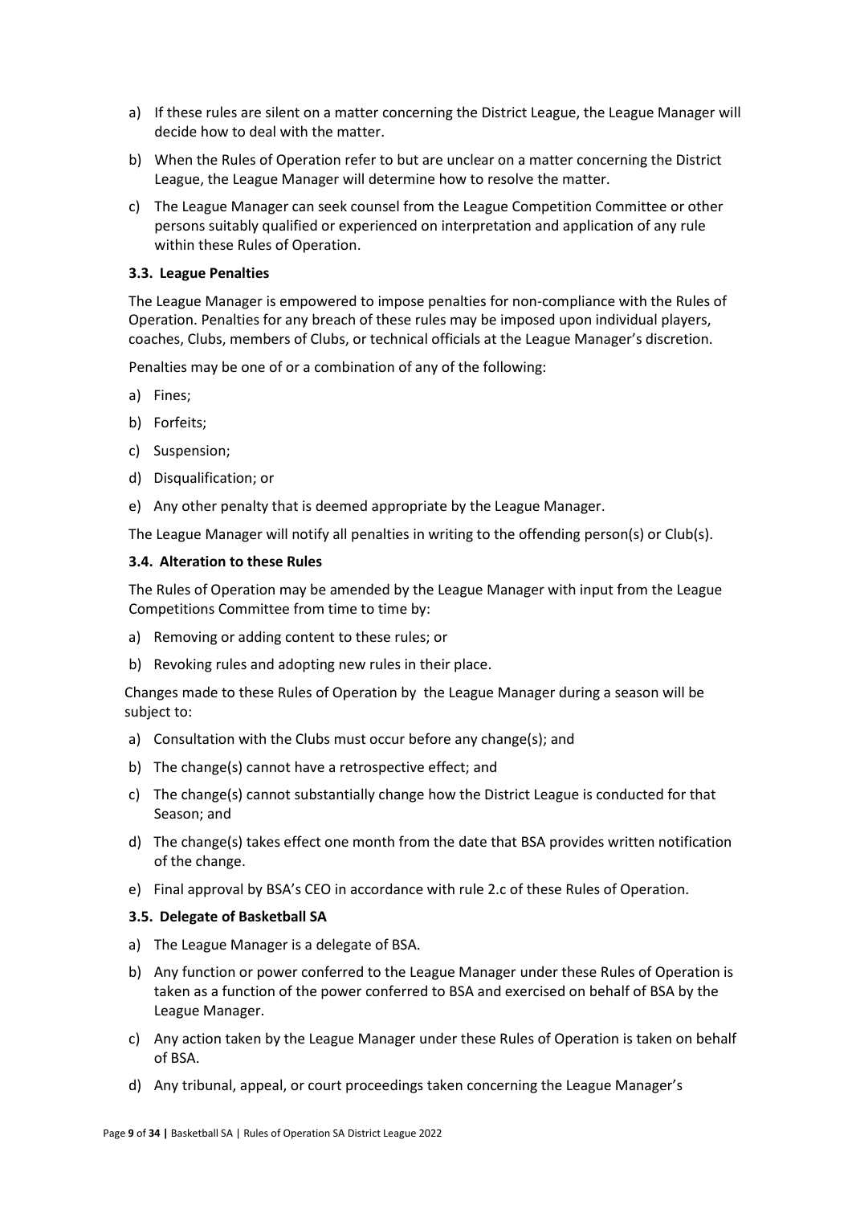a) If these rules are silent on a matter concerning the District League, the League Manager will decide how to deal with the matter.

b) When the Rules of Operation refer to but are unclear on a matter concerning the District League, the League Manager will determine how to resolve the matter.

c) The League Manager can seek counsel from the League Competition Committee or other persons suitably qualified or experienced on interpretation and application of any rule within these Rules of Operation.

### 3.3. League Penalties

The League Manager is empowered to impose penalties for non-compliance with the Rules of Operation. Penalties for any breach of these rules may be imposed upon individual players, coaches, Clubs, members of Clubs, or technical officials at the League Manager's discretion.

Penalties may be one of or a combination of any of the following:

a) Fines;

b) Forfeits;

c) Suspension;

d) Disqualification; or

e) Any other penalty that is deemed appropriate by the League Manager.

The League Manager will notify all penalties in writing to the offending person(s) or Club(s).

### 3.4. Alteration to these Rules

The Rules of Operation may be amended by the League Manager with input from the League Competitions Committee from time to time by:

a) Removing or adding content to these rules; or

b) Revoking rules and adopting new rules in their place.

Changes made to these Rules of Operation by the League Manager during a season will be subject to:

a) Consultation with the Clubs must occur before any change(s); and

b) The change(s) cannot have a retrospective effect; and

c) The change(s) cannot substantially change how the District League is conducted for that Season; and

d) The change(s) takes effect one month from the date that BSA provides written notification of the change.

e) Final approval by BSA's CEO in accordance with rule 2.c of these Rules of Operation.

### 3.5. Delegate of Basketball SA

a) The League Manager is a delegate of BSA.

b) Any function or power conferred to the League Manager under these Rules of Operation is taken as a function of the power conferred to BSA and exercised on behalf of BSA by the League Manager.

c) Any action taken by the League Manager under these Rules of Operation is taken on behalf of BSA.

d) Any tribunal, appeal, or court proceedings taken concerning the League Manager's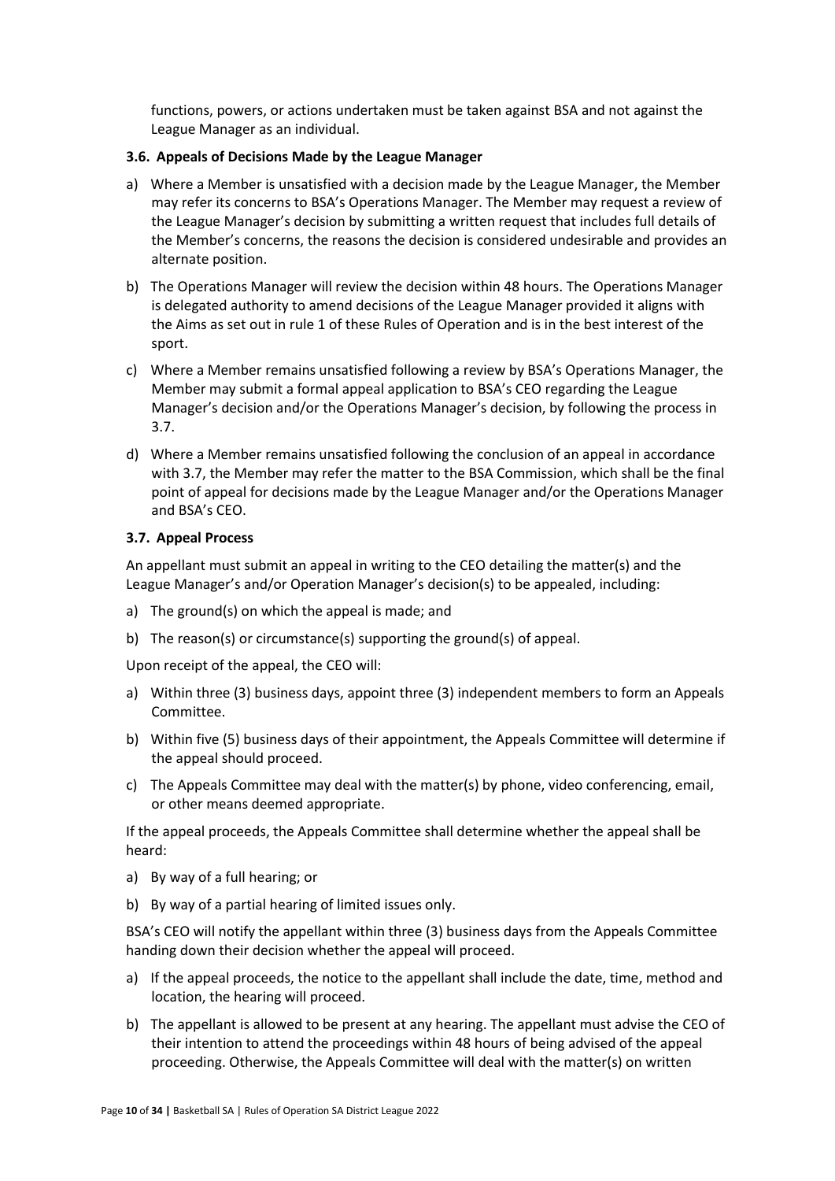functions, powers, or actions undertaken must be taken against BSA and not against the League Manager as an individual.

### 3.6. Appeals of Decisions Made by the League Manager

a) Where a Member is unsatisfied with a decision made by the League Manager, the Member may refer its concerns to BSA's Operations Manager. The Member may request a review of the League Manager's decision by submitting a written request that includes full details of the Member's concerns, the reasons the decision is considered undesirable and provides an alternate position.

b) The Operations Manager will review the decision within 48 hours. The Operations Manager is delegated authority to amend decisions of the League Manager provided it aligns with the Aims as set out in rule 1 of these Rules of Operation and is in the best interest of the sport.

c) Where a Member remains unsatisfied following a review by BSA's Operations Manager, the Member may submit a formal appeal application to BSA's CEO regarding the League Manager's decision and/or the Operations Manager's decision, by following the process in 3.7.

d) Where a Member remains unsatisfied following the conclusion of an appeal in accordance with 3.7, the Member may refer the matter to the BSA Commission, which shall be the final point of appeal for decisions made by the League Manager and/or the Operations Manager and BSA's CEO.

### 3.7. Appeal Process

An appellant must submit an appeal in writing to the CEO detailing the matter(s) and the League Manager's and/or Operation Manager's decision(s) to be appealed, including:

a) The ground(s) on which the appeal is made; and

b) The reason(s) or circumstance(s) supporting the ground(s) of appeal.

Upon receipt of the appeal, the CEO will:

a) Within three (3) business days, appoint three (3) independent members to form an Appeals Committee.

b) Within five (5) business days of their appointment, the Appeals Committee will determine if the appeal should proceed.

c) The Appeals Committee may deal with the matter(s) by phone, video conferencing, email, or other means deemed appropriate.

If the appeal proceeds, the Appeals Committee shall determine whether the appeal shall be heard:

a) By way of a full hearing; or

b) By way of a partial hearing of limited issues only.

BSA's CEO will notify the appellant within three (3) business days from the Appeals Committee handing down their decision whether the appeal will proceed.

a) If the appeal proceeds, the notice to the appellant shall include the date, time, method and location, the hearing will proceed.

b) The appellant is allowed to be present at any hearing. The appellant must advise the CEO of their intention to attend the proceedings within 48 hours of being advised of the appeal proceeding. Otherwise, the Appeals Committee will deal with the matter(s) on written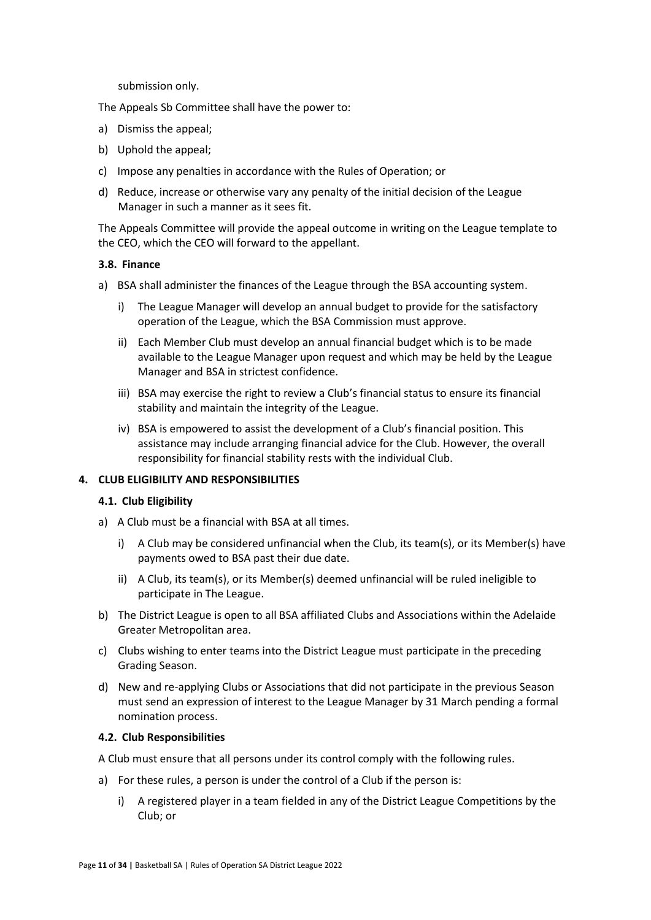submission only.

The Appeals Sb Committee shall have the power to:

a) Dismiss the appeal;

b) Uphold the appeal;

c) Impose any penalties in accordance with the Rules of Operation; or

d) Reduce, increase or otherwise vary any penalty of the initial decision of the League Manager in such a manner as it sees fit.

The Appeals Committee will provide the appeal outcome in writing on the League template to the CEO, which the CEO will forward to the appellant.

### 3.8. Finance

a) BSA shall administer the finances of the League through the BSA accounting system.

   i) The League Manager will develop an annual budget to provide for the satisfactory operation of the League, which the BSA Commission must approve.

   ii) Each Member Club must develop an annual financial budget which is to be made available to the League Manager upon request and which may be held by the League Manager and BSA in strictest confidence.

   iii) BSA may exercise the right to review a Club's financial status to ensure its financial stability and maintain the integrity of the League.

   iv) BSA is empowered to assist the development of a Club's financial position. This assistance may include arranging financial advice for the Club. However, the overall responsibility for financial stability rests with the individual Club.

## 4. CLUB ELIGIBILITY AND RESPONSIBILITIES

### 4.1. Club Eligibility

a) A Club must be a financial with BSA at all times.

   i) A Club may be considered unfinancial when the Club, its team(s), or its Member(s) have payments owed to BSA past their due date.

   ii) A Club, its team(s), or its Member(s) deemed unfinancial will be ruled ineligible to participate in The League.

b) The District League is open to all BSA affiliated Clubs and Associations within the Adelaide Greater Metropolitan area.

c) Clubs wishing to enter teams into the District League must participate in the preceding Grading Season.

d) New and re-applying Clubs or Associations that did not participate in the previous Season must send an expression of interest to the League Manager by 31 March pending a formal nomination process.

### 4.2. Club Responsibilities

A Club must ensure that all persons under its control comply with the following rules.

a) For these rules, a person is under the control of a Club if the person is:

   i) A registered player in a team fielded in any of the District League Competitions by the Club; or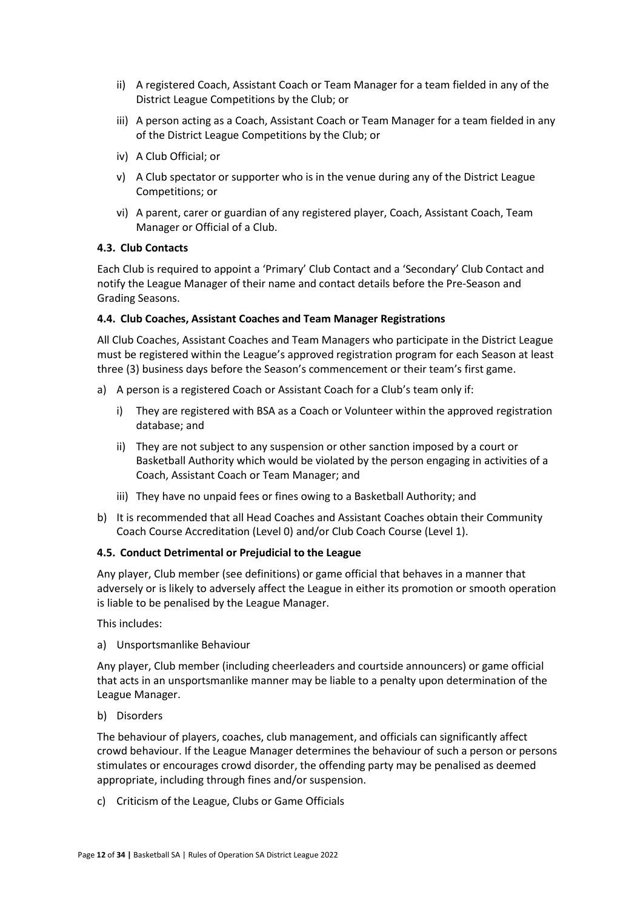ii) A registered Coach, Assistant Coach or Team Manager for a team fielded in any of the District League Competitions by the Club; or

iii) A person acting as a Coach, Assistant Coach or Team Manager for a team fielded in any of the District League Competitions by the Club; or

iv) A Club Official; or

v) A Club spectator or supporter who is in the venue during any of the District League Competitions; or

vi) A parent, carer or guardian of any registered player, Coach, Assistant Coach, Team Manager or Official of a Club.

#### 4.3. Club Contacts

Each Club is required to appoint a 'Primary' Club Contact and a 'Secondary' Club Contact and notify the League Manager of their name and contact details before the Pre-Season and Grading Seasons.

#### 4.4. Club Coaches, Assistant Coaches and Team Manager Registrations

All Club Coaches, Assistant Coaches and Team Managers who participate in the District League must be registered within the League's approved registration program for each Season at least three (3) business days before the Season's commencement or their team's first game.

a) A person is a registered Coach or Assistant Coach for a Club's team only if:

   i) They are registered with BSA as a Coach or Volunteer within the approved registration database; and

   ii) They are not subject to any suspension or other sanction imposed by a court or Basketball Authority which would be violated by the person engaging in activities of a Coach, Assistant Coach or Team Manager; and

   iii) They have no unpaid fees or fines owing to a Basketball Authority; and

b) It is recommended that all Head Coaches and Assistant Coaches obtain their Community Coach Course Accreditation (Level 0) and/or Club Coach Course (Level 1).

#### 4.5. Conduct Detrimental or Prejudicial to the League

Any player, Club member (see definitions) or game official that behaves in a manner that adversely or is likely to adversely affect the League in either its promotion or smooth operation is liable to be penalised by the League Manager.

This includes:

a) Unsportsmanlike Behaviour

Any player, Club member (including cheerleaders and courtside announcers) or game official that acts in an unsportsmanlike manner may be liable to a penalty upon determination of the League Manager.

b) Disorders

The behaviour of players, coaches, club management, and officials can significantly affect crowd behaviour. If the League Manager determines the behaviour of such a person or persons stimulates or encourages crowd disorder, the offending party may be penalised as deemed appropriate, including through fines and/or suspension.

c) Criticism of the League, Clubs or Game Officials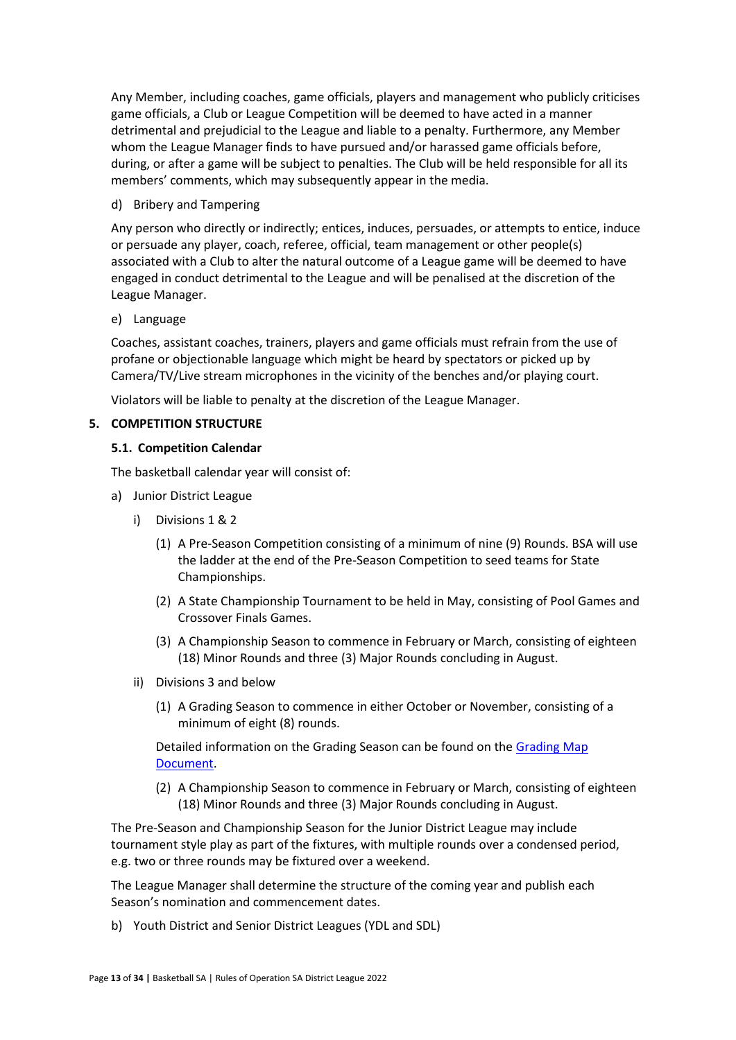Any Member, including coaches, game officials, players and management who publicly criticises game officials, a Club or League Competition will be deemed to have acted in a manner detrimental and prejudicial to the League and liable to a penalty. Furthermore, any Member whom the League Manager finds to have pursued and/or harassed game officials before, during, or after a game will be subject to penalties. The Club will be held responsible for all its members' comments, which may subsequently appear in the media.

d) Bribery and Tampering

Any person who directly or indirectly; entices, induces, persuades, or attempts to entice, induce or persuade any player, coach, referee, official, team management or other people(s) associated with a Club to alter the natural outcome of a League game will be deemed to have engaged in conduct detrimental to the League and will be penalised at the discretion of the League Manager.

e) Language

Coaches, assistant coaches, trainers, players and game officials must refrain from the use of profane or objectionable language which might be heard by spectators or picked up by Camera/TV/Live stream microphones in the vicinity of the benches and/or playing court.

Violators will be liable to penalty at the discretion of the League Manager.

## 5. COMPETITION STRUCTURE

### 5.1. Competition Calendar

The basketball calendar year will consist of:

a) Junior District League

   i) Divisions 1 & 2

      (1) A Pre-Season Competition consisting of a minimum of nine (9) Rounds. BSA will use the ladder at the end of the Pre-Season Competition to seed teams for State Championships.

      (2) A State Championship Tournament to be held in May, consisting of Pool Games and Crossover Finals Games.

      (3) A Championship Season to commence in February or March, consisting of eighteen (18) Minor Rounds and three (3) Major Rounds concluding in August.

   ii) Divisions 3 and below

      (1) A Grading Season to commence in either October or November, consisting of a minimum of eight (8) rounds.

      Detailed information on the Grading Season can be found on the [Grading Map Document](Grading Map Document).

      (2) A Championship Season to commence in February or March, consisting of eighteen (18) Minor Rounds and three (3) Major Rounds concluding in August.

The Pre-Season and Championship Season for the Junior District League may include tournament style play as part of the fixtures, with multiple rounds over a condensed period, e.g. two or three rounds may be fixtured over a weekend.

The League Manager shall determine the structure of the coming year and publish each Season's nomination and commencement dates.

b) Youth District and Senior District Leagues (YDL and SDL)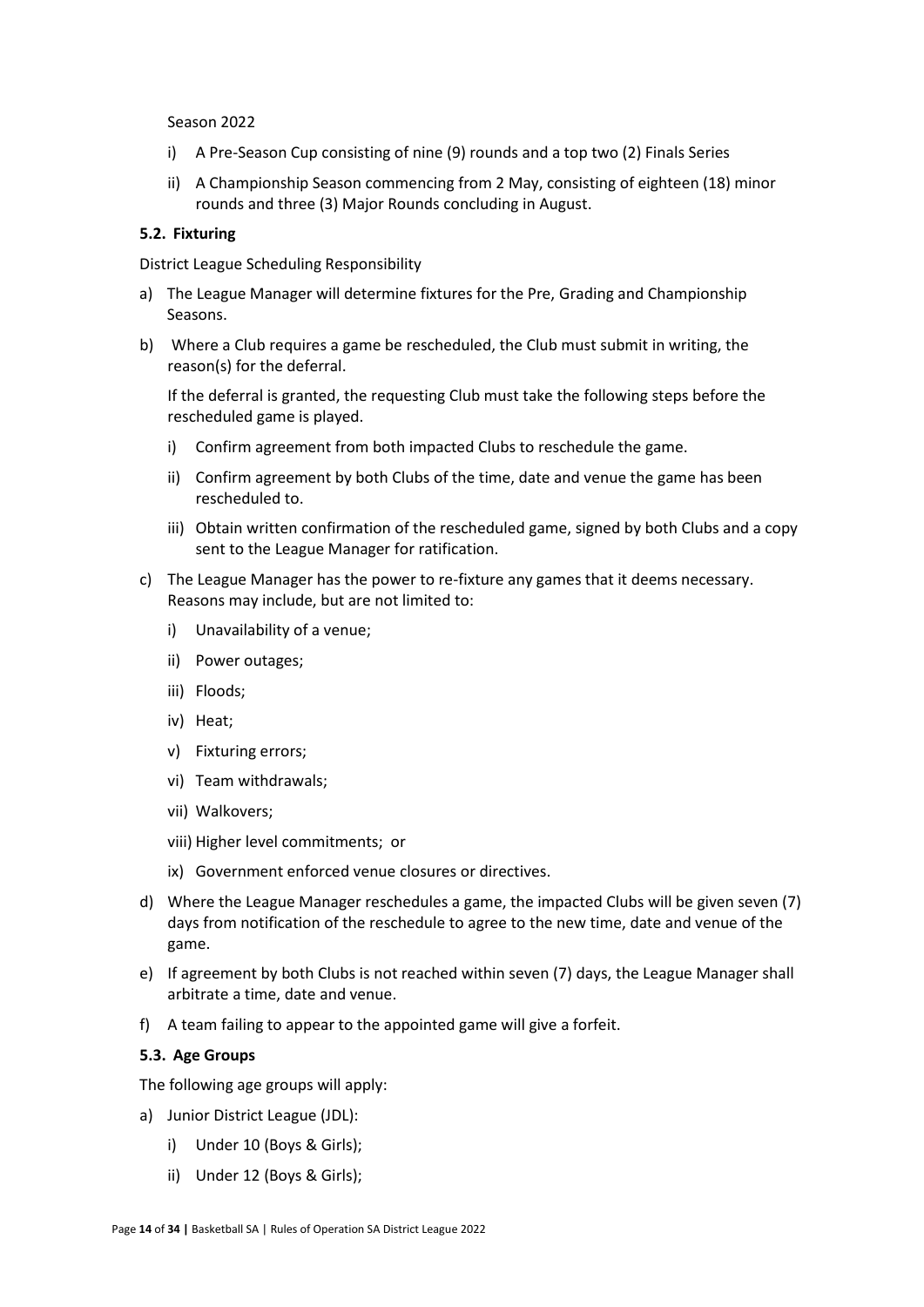Season 2022

i) A Pre-Season Cup consisting of nine (9) rounds and a top two (2) Finals Series

ii) A Championship Season commencing from 2 May, consisting of eighteen (18) minor rounds and three (3) Major Rounds concluding in August.

### 5.2. Fixturing

District League Scheduling Responsibility

a) The League Manager will determine fixtures for the Pre, Grading and Championship Seasons.

b) Where a Club requires a game be rescheduled, the Club must submit in writing, the reason(s) for the deferral.

   If the deferral is granted, the requesting Club must take the following steps before the rescheduled game is played.

   i) Confirm agreement from both impacted Clubs to reschedule the game.

   ii) Confirm agreement by both Clubs of the time, date and venue the game has been rescheduled to.

   iii) Obtain written confirmation of the rescheduled game, signed by both Clubs and a copy sent to the League Manager for ratification.

c) The League Manager has the power to re-fixture any games that it deems necessary. Reasons may include, but are not limited to:

   i) Unavailability of a venue;

   ii) Power outages;

   iii) Floods;

   iv) Heat;

   v) Fixturing errors;

   vi) Team withdrawals;

   vii) Walkovers;

   viii) Higher level commitments; or

   ix) Government enforced venue closures or directives.

d) Where the League Manager reschedules a game, the impacted Clubs will be given seven (7) days from notification of the reschedule to agree to the new time, date and venue of the game.

e) If agreement by both Clubs is not reached within seven (7) days, the League Manager shall arbitrate a time, date and venue.

f) A team failing to appear to the appointed game will give a forfeit.

### 5.3. Age Groups

The following age groups will apply:

a) Junior District League (JDL):

   i) Under 10 (Boys & Girls);

   ii) Under 12 (Boys & Girls);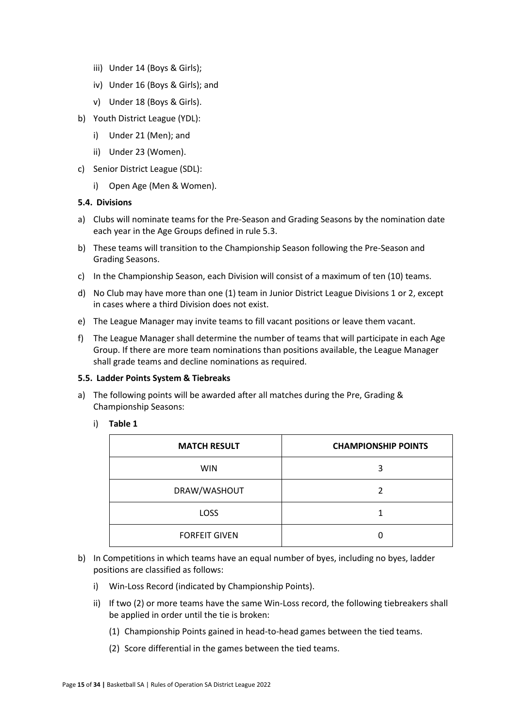iii) Under 14 (Boys & Girls);

   iv) Under 16 (Boys & Girls); and

   v) Under 18 (Boys & Girls).

b) Youth District League (YDL):

   i) Under 21 (Men); and

   ii) Under 23 (Women).

c) Senior District League (SDL):

   i) Open Age (Men & Women).

### 5.4. Divisions

a) Clubs will nominate teams for the Pre-Season and Grading Seasons by the nomination date each year in the Age Groups defined in rule 5.3.

b) These teams will transition to the Championship Season following the Pre-Season and Grading Seasons.

c) In the Championship Season, each Division will consist of a maximum of ten (10) teams.

d) No Club may have more than one (1) team in Junior District League Divisions 1 or 2, except in cases where a third Division does not exist.

e) The League Manager may invite teams to fill vacant positions or leave them vacant.

f) The League Manager shall determine the number of teams that will participate in each Age Group. If there are more team nominations than positions available, the League Manager shall grade teams and decline nominations as required.

### 5.5. Ladder Points System & Tiebreaks

a) The following points will be awarded after all matches during the Pre, Grading & Championship Seasons:

   i) **Table 1**

| MATCH RESULT | CHAMPIONSHIP POINTS |
|---|---|
| WIN | 3 |
| DRAW/WASHOUT | 2 |
| LOSS | 1 |
| FORFEIT GIVEN | 0 |

b) In Competitions in which teams have an equal number of byes, including no byes, ladder positions are classified as follows:

   i) Win-Loss Record (indicated by Championship Points).

   ii) If two (2) or more teams have the same Win-Loss record, the following tiebreakers shall be applied in order until the tie is broken:

      (1) Championship Points gained in head-to-head games between the tied teams.

      (2) Score differential in the games between the tied teams.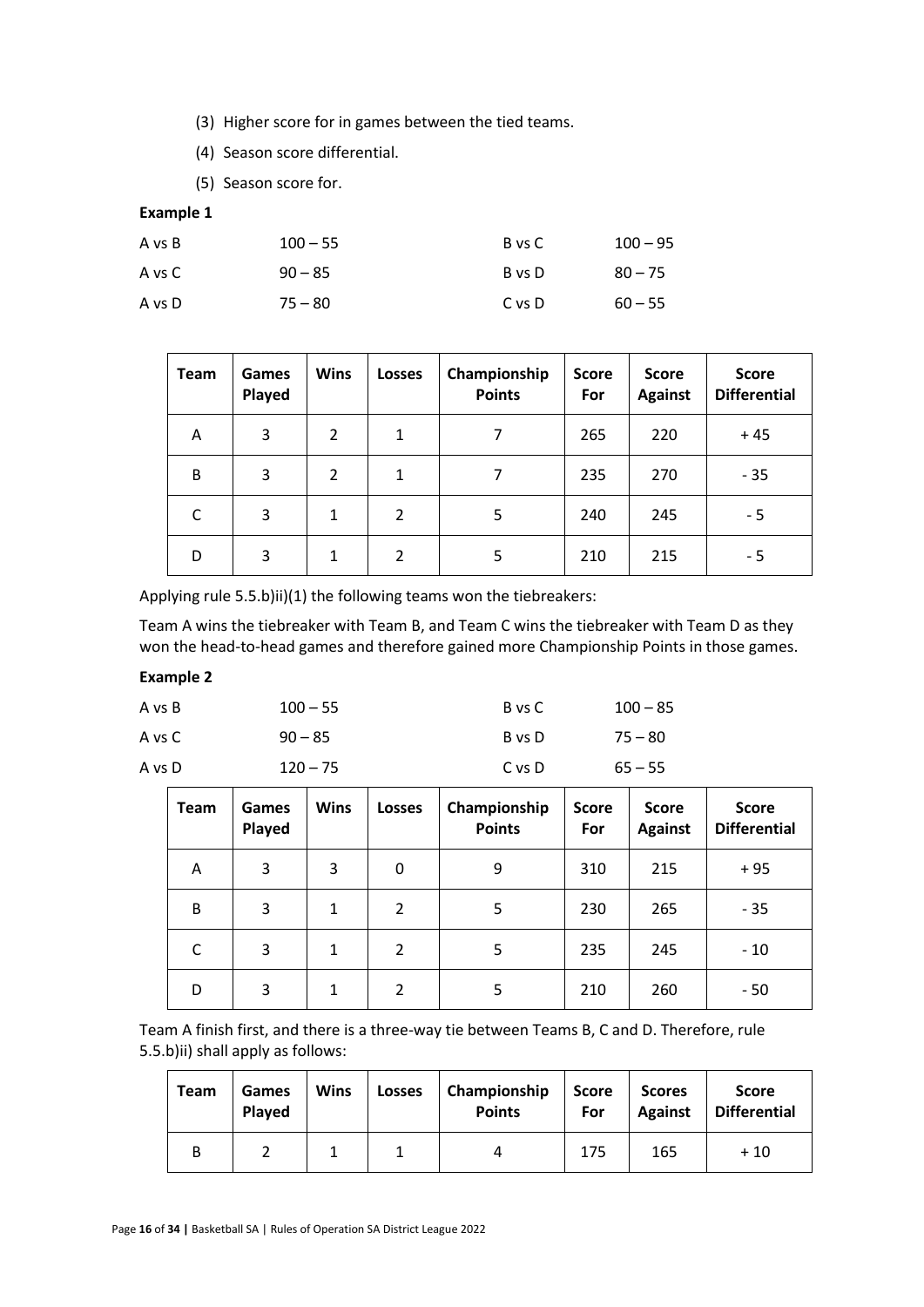(3) Higher score for in games between the tied teams.

(4) Season score differential.

(5) Season score for.

**Example 1**

| | | | |
|---|---|---|---|
| A vs B | 100 – 55 | B vs C | 100 – 95 |
| A vs C | 90 – 85 | B vs D | 80 – 75 |
| A vs D | 75 – 80 | C vs D | 60 – 55 |

| Team | Games Played | Wins | Losses | Championship Points | Score For | Score Against | Score Differential |
|---|---|---|---|---|---|---|---|
| A | 3 | 2 | 1 | 7 | 265 | 220 | + 45 |
| B | 3 | 2 | 1 | 7 | 235 | 270 | - 35 |
| C | 3 | 1 | 2 | 5 | 240 | 245 | - 5 |
| D | 3 | 1 | 2 | 5 | 210 | 215 | - 5 |

Applying rule 5.5.b)ii)(1) the following teams won the tiebreakers:

Team A wins the tiebreaker with Team B, and Team C wins the tiebreaker with Team D as they won the head-to-head games and therefore gained more Championship Points in those games.

**Example 2**

| | | | |
|---|---|---|---|
| A vs B | 100 – 55 | B vs C | 100 – 85 |
| A vs C | 90 – 85 | B vs D | 75 – 80 |
| A vs D | 120 – 75 | C vs D | 65 – 55 |

| Team | Games Played | Wins | Losses | Championship Points | Score For | Score Against | Score Differential |
|---|---|---|---|---|---|---|---|
| A | 3 | 3 | 0 | 9 | 310 | 215 | + 95 |
| B | 3 | 1 | 2 | 5 | 230 | 265 | - 35 |
| C | 3 | 1 | 2 | 5 | 235 | 245 | - 10 |
| D | 3 | 1 | 2 | 5 | 210 | 260 | - 50 |

Team A finish first, and there is a three-way tie between Teams B, C and D. Therefore, rule 5.5.b)ii) shall apply as follows:

| Team | Games Played | Wins | Losses | Championship Points | Score For | Scores Against | Score Differential |
|---|---|---|---|---|---|---|---|
| B | 2 | 1 | 1 | 4 | 175 | 165 | + 10 |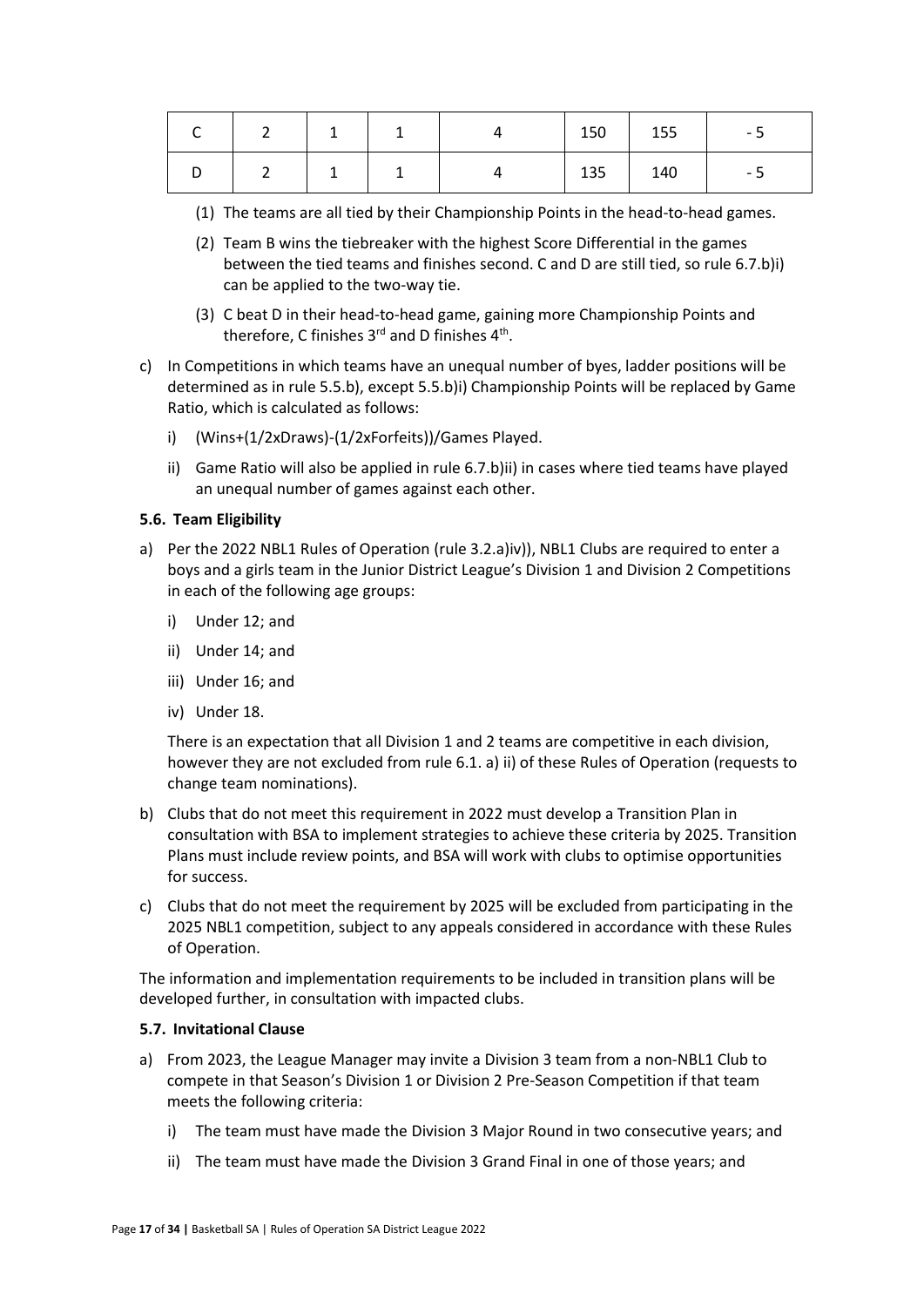| C | 2 | 1 | 1 | 4 | 150 | 155 | - 5 |
|---|---|---|---|---|---|---|---|
| D | 2 | 1 | 1 | 4 | 135 | 140 | - 5 |

(1) The teams are all tied by their Championship Points in the head-to-head games.

(2) Team B wins the tiebreaker with the highest Score Differential in the games between the tied teams and finishes second. C and D are still tied, so rule 6.7.b)i) can be applied to the two-way tie.

(3) C beat D in their head-to-head game, gaining more Championship Points and therefore, C finishes 3rd and D finishes 4th.

c) In Competitions in which teams have an unequal number of byes, ladder positions will be determined as in rule 5.5.b), except 5.5.b)i) Championship Points will be replaced by Game Ratio, which is calculated as follows:

   i) (Wins+(1/2xDraws)-(1/2xForfeits))/Games Played.

   ii) Game Ratio will also be applied in rule 6.7.b)ii) in cases where tied teams have played an unequal number of games against each other.

#### 5.6. Team Eligibility

a) Per the 2022 NBL1 Rules of Operation (rule 3.2.a)iv)), NBL1 Clubs are required to enter a boys and a girls team in the Junior District League's Division 1 and Division 2 Competitions in each of the following age groups:

   i) Under 12; and

   ii) Under 14; and

   iii) Under 16; and

   iv) Under 18.

   There is an expectation that all Division 1 and 2 teams are competitive in each division, however they are not excluded from rule 6.1. a) ii) of these Rules of Operation (requests to change team nominations).

b) Clubs that do not meet this requirement in 2022 must develop a Transition Plan in consultation with BSA to implement strategies to achieve these criteria by 2025. Transition Plans must include review points, and BSA will work with clubs to optimise opportunities for success.

c) Clubs that do not meet the requirement by 2025 will be excluded from participating in the 2025 NBL1 competition, subject to any appeals considered in accordance with these Rules of Operation.

The information and implementation requirements to be included in transition plans will be developed further, in consultation with impacted clubs.

#### 5.7. Invitational Clause

a) From 2023, the League Manager may invite a Division 3 team from a non-NBL1 Club to compete in that Season's Division 1 or Division 2 Pre-Season Competition if that team meets the following criteria:

   i) The team must have made the Division 3 Major Round in two consecutive years; and

   ii) The team must have made the Division 3 Grand Final in one of those years; and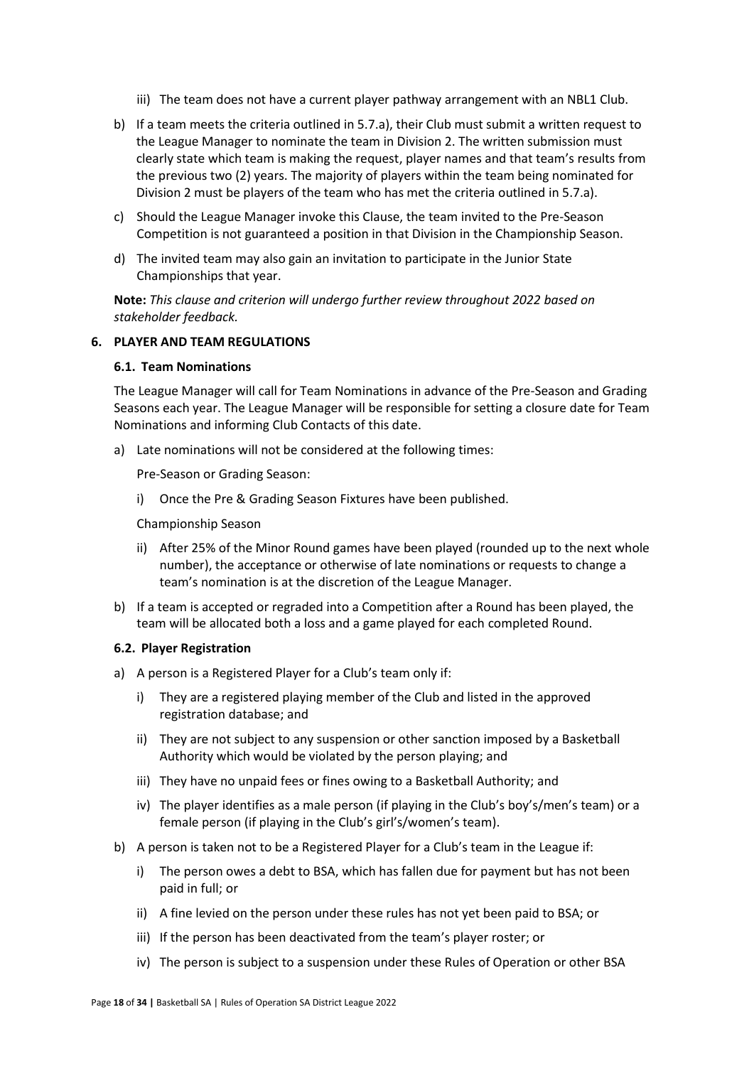iii) The team does not have a current player pathway arrangement with an NBL1 Club.

b) If a team meets the criteria outlined in 5.7.a), their Club must submit a written request to the League Manager to nominate the team in Division 2. The written submission must clearly state which team is making the request, player names and that team's results from the previous two (2) years. The majority of players within the team being nominated for Division 2 must be players of the team who has met the criteria outlined in 5.7.a).

c) Should the League Manager invoke this Clause, the team invited to the Pre-Season Competition is not guaranteed a position in that Division in the Championship Season.

d) The invited team may also gain an invitation to participate in the Junior State Championships that year.

**Note:** *This clause and criterion will undergo further review throughout 2022 based on stakeholder feedback.*

## 6. PLAYER AND TEAM REGULATIONS

### 6.1. Team Nominations

The League Manager will call for Team Nominations in advance of the Pre-Season and Grading Seasons each year. The League Manager will be responsible for setting a closure date for Team Nominations and informing Club Contacts of this date.

a) Late nominations will not be considered at the following times:

Pre-Season or Grading Season:

i) Once the Pre & Grading Season Fixtures have been published.

Championship Season

ii) After 25% of the Minor Round games have been played (rounded up to the next whole number), the acceptance or otherwise of late nominations or requests to change a team's nomination is at the discretion of the League Manager.

b) If a team is accepted or regraded into a Competition after a Round has been played, the team will be allocated both a loss and a game played for each completed Round.

### 6.2. Player Registration

a) A person is a Registered Player for a Club's team only if:

i) They are a registered playing member of the Club and listed in the approved registration database; and

ii) They are not subject to any suspension or other sanction imposed by a Basketball Authority which would be violated by the person playing; and

iii) They have no unpaid fees or fines owing to a Basketball Authority; and

iv) The player identifies as a male person (if playing in the Club's boy's/men's team) or a female person (if playing in the Club's girl's/women's team).

b) A person is taken not to be a Registered Player for a Club's team in the League if:

i) The person owes a debt to BSA, which has fallen due for payment but has not been paid in full; or

ii) A fine levied on the person under these rules has not yet been paid to BSA; or

iii) If the person has been deactivated from the team's player roster; or

iv) The person is subject to a suspension under these Rules of Operation or other BSA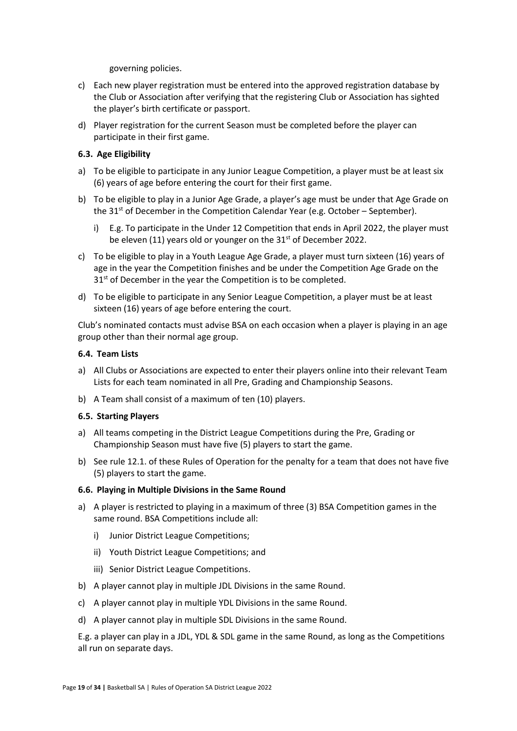governing policies.

c) Each new player registration must be entered into the approved registration database by the Club or Association after verifying that the registering Club or Association has sighted the player's birth certificate or passport.

d) Player registration for the current Season must be completed before the player can participate in their first game.

### 6.3. Age Eligibility

a) To be eligible to participate in any Junior League Competition, a player must be at least six (6) years of age before entering the court for their first game.

b) To be eligible to play in a Junior Age Grade, a player's age must be under that Age Grade on the 31st of December in the Competition Calendar Year (e.g. October – September).

   i) E.g. To participate in the Under 12 Competition that ends in April 2022, the player must be eleven (11) years old or younger on the 31st of December 2022.

c) To be eligible to play in a Youth League Age Grade, a player must turn sixteen (16) years of age in the year the Competition finishes and be under the Competition Age Grade on the 31st of December in the year the Competition is to be completed.

d) To be eligible to participate in any Senior League Competition, a player must be at least sixteen (16) years of age before entering the court.

Club's nominated contacts must advise BSA on each occasion when a player is playing in an age group other than their normal age group.

### 6.4. Team Lists

a) All Clubs or Associations are expected to enter their players online into their relevant Team Lists for each team nominated in all Pre, Grading and Championship Seasons.

b) A Team shall consist of a maximum of ten (10) players.

### 6.5. Starting Players

a) All teams competing in the District League Competitions during the Pre, Grading or Championship Season must have five (5) players to start the game.

b) See rule 12.1. of these Rules of Operation for the penalty for a team that does not have five (5) players to start the game.

### 6.6. Playing in Multiple Divisions in the Same Round

a) A player is restricted to playing in a maximum of three (3) BSA Competition games in the same round. BSA Competitions include all:

   i) Junior District League Competitions;

   ii) Youth District League Competitions; and

   iii) Senior District League Competitions.

b) A player cannot play in multiple JDL Divisions in the same Round.

c) A player cannot play in multiple YDL Divisions in the same Round.

d) A player cannot play in multiple SDL Divisions in the same Round.

E.g. a player can play in a JDL, YDL & SDL game in the same Round, as long as the Competitions all run on separate days.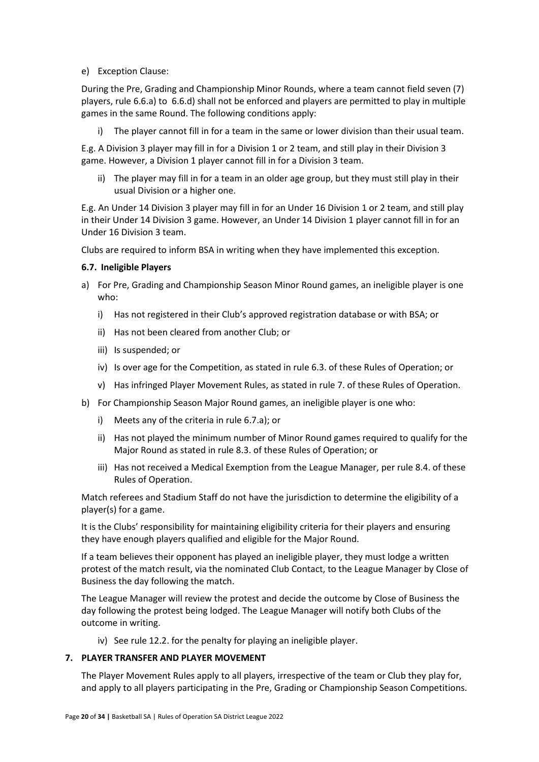e) Exception Clause:

During the Pre, Grading and Championship Minor Rounds, where a team cannot field seven (7) players, rule 6.6.a) to 6.6.d) shall not be enforced and players are permitted to play in multiple games in the same Round. The following conditions apply:

i) The player cannot fill in for a team in the same or lower division than their usual team.

E.g. A Division 3 player may fill in for a Division 1 or 2 team, and still play in their Division 3 game. However, a Division 1 player cannot fill in for a Division 3 team.

ii) The player may fill in for a team in an older age group, but they must still play in their usual Division or a higher one.

E.g. An Under 14 Division 3 player may fill in for an Under 16 Division 1 or 2 team, and still play in their Under 14 Division 3 game. However, an Under 14 Division 1 player cannot fill in for an Under 16 Division 3 team.

Clubs are required to inform BSA in writing when they have implemented this exception.

### 6.7. Ineligible Players

a) For Pre, Grading and Championship Season Minor Round games, an ineligible player is one who:

   i) Has not registered in their Club's approved registration database or with BSA; or

   ii) Has not been cleared from another Club; or

   iii) Is suspended; or

   iv) Is over age for the Competition, as stated in rule 6.3. of these Rules of Operation; or

   v) Has infringed Player Movement Rules, as stated in rule 7. of these Rules of Operation.

b) For Championship Season Major Round games, an ineligible player is one who:

   i) Meets any of the criteria in rule 6.7.a); or

   ii) Has not played the minimum number of Minor Round games required to qualify for the Major Round as stated in rule 8.3. of these Rules of Operation; or

   iii) Has not received a Medical Exemption from the League Manager, per rule 8.4. of these Rules of Operation.

Match referees and Stadium Staff do not have the jurisdiction to determine the eligibility of a player(s) for a game.

It is the Clubs' responsibility for maintaining eligibility criteria for their players and ensuring they have enough players qualified and eligible for the Major Round.

If a team believes their opponent has played an ineligible player, they must lodge a written protest of the match result, via the nominated Club Contact, to the League Manager by Close of Business the day following the match.

The League Manager will review the protest and decide the outcome by Close of Business the day following the protest being lodged. The League Manager will notify both Clubs of the outcome in writing.

   iv) See rule 12.2. for the penalty for playing an ineligible player.

## 7. PLAYER TRANSFER AND PLAYER MOVEMENT

The Player Movement Rules apply to all players, irrespective of the team or Club they play for, and apply to all players participating in the Pre, Grading or Championship Season Competitions.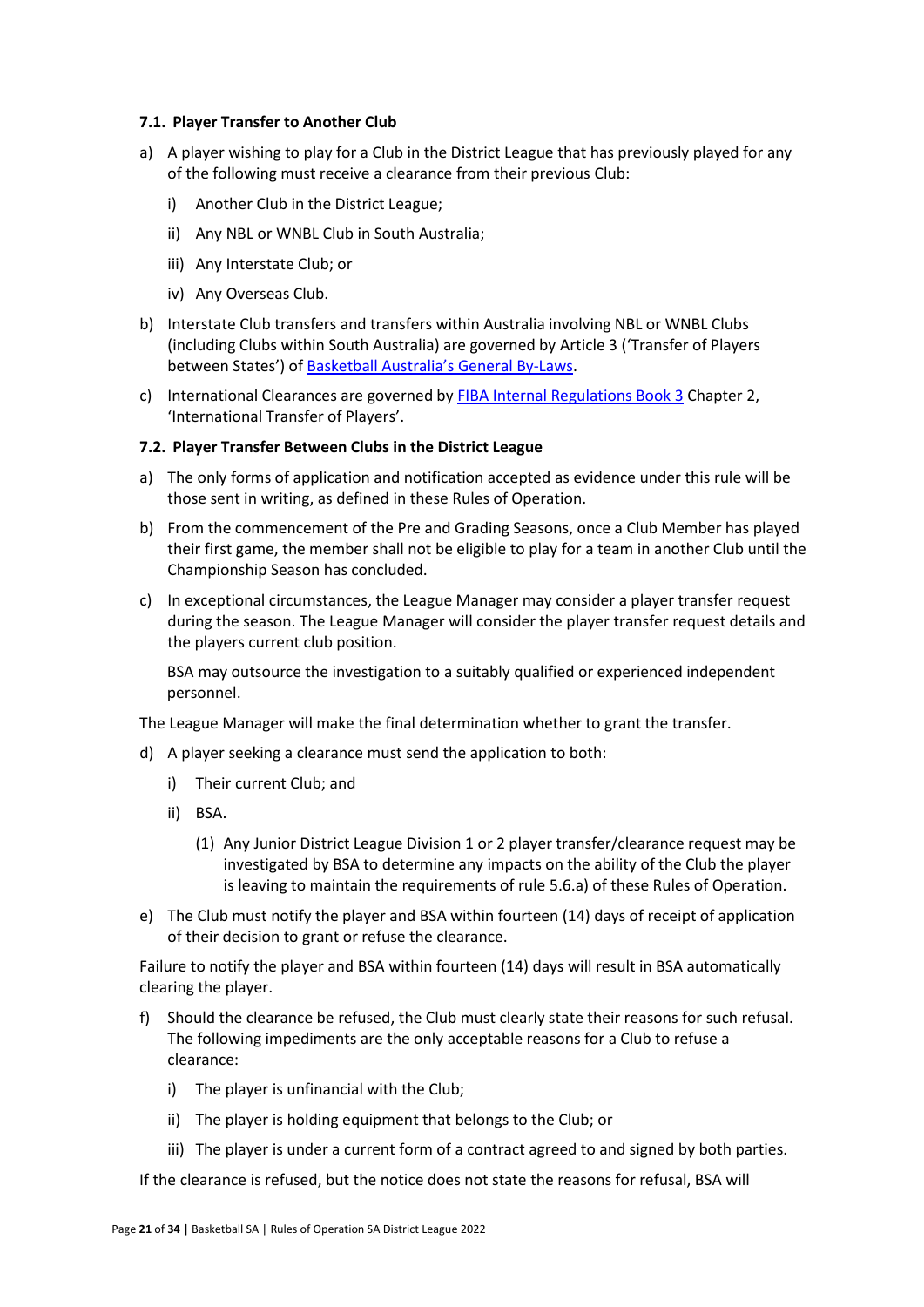### 7.1. Player Transfer to Another Club

a) A player wishing to play for a Club in the District League that has previously played for any of the following must receive a clearance from their previous Club:

   i) Another Club in the District League;

   ii) Any NBL or WNBL Club in South Australia;

   iii) Any Interstate Club; or

   iv) Any Overseas Club.

b) Interstate Club transfers and transfers within Australia involving NBL or WNBL Clubs (including Clubs within South Australia) are governed by Article 3 ('Transfer of Players between States') of Basketball Australia's General By-Laws.

c) International Clearances are governed by FIBA Internal Regulations Book 3 Chapter 2, 'International Transfer of Players'.

### 7.2. Player Transfer Between Clubs in the District League

a) The only forms of application and notification accepted as evidence under this rule will be those sent in writing, as defined in these Rules of Operation.

b) From the commencement of the Pre and Grading Seasons, once a Club Member has played their first game, the member shall not be eligible to play for a team in another Club until the Championship Season has concluded.

c) In exceptional circumstances, the League Manager may consider a player transfer request during the season. The League Manager will consider the player transfer request details and the players current club position.

   BSA may outsource the investigation to a suitably qualified or experienced independent personnel.

The League Manager will make the final determination whether to grant the transfer.

d) A player seeking a clearance must send the application to both:

   i) Their current Club; and

   ii) BSA.

      (1) Any Junior District League Division 1 or 2 player transfer/clearance request may be investigated by BSA to determine any impacts on the ability of the Club the player is leaving to maintain the requirements of rule 5.6.a) of these Rules of Operation.

e) The Club must notify the player and BSA within fourteen (14) days of receipt of application of their decision to grant or refuse the clearance.

Failure to notify the player and BSA within fourteen (14) days will result in BSA automatically clearing the player.

f) Should the clearance be refused, the Club must clearly state their reasons for such refusal. The following impediments are the only acceptable reasons for a Club to refuse a clearance:

   i) The player is unfinancial with the Club;

   ii) The player is holding equipment that belongs to the Club; or

   iii) The player is under a current form of a contract agreed to and signed by both parties.

If the clearance is refused, but the notice does not state the reasons for refusal, BSA will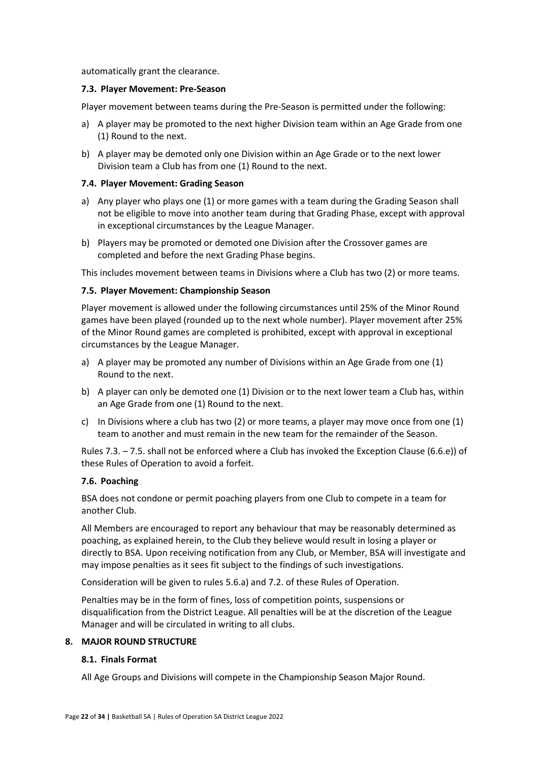automatically grant the clearance.

### 7.3. Player Movement: Pre-Season

Player movement between teams during the Pre-Season is permitted under the following:

a) A player may be promoted to the next higher Division team within an Age Grade from one (1) Round to the next.

b) A player may be demoted only one Division within an Age Grade or to the next lower Division team a Club has from one (1) Round to the next.

### 7.4. Player Movement: Grading Season

a) Any player who plays one (1) or more games with a team during the Grading Season shall not be eligible to move into another team during that Grading Phase, except with approval in exceptional circumstances by the League Manager.

b) Players may be promoted or demoted one Division after the Crossover games are completed and before the next Grading Phase begins.

This includes movement between teams in Divisions where a Club has two (2) or more teams.

### 7.5. Player Movement: Championship Season

Player movement is allowed under the following circumstances until 25% of the Minor Round games have been played (rounded up to the next whole number). Player movement after 25% of the Minor Round games are completed is prohibited, except with approval in exceptional circumstances by the League Manager.

a) A player may be promoted any number of Divisions within an Age Grade from one (1) Round to the next.

b) A player can only be demoted one (1) Division or to the next lower team a Club has, within an Age Grade from one (1) Round to the next.

c) In Divisions where a club has two (2) or more teams, a player may move once from one (1) team to another and must remain in the new team for the remainder of the Season.

Rules 7.3. – 7.5. shall not be enforced where a Club has invoked the Exception Clause (6.6.e)) of these Rules of Operation to avoid a forfeit.

### 7.6. Poaching

BSA does not condone or permit poaching players from one Club to compete in a team for another Club.

All Members are encouraged to report any behaviour that may be reasonably determined as poaching, as explained herein, to the Club they believe would result in losing a player or directly to BSA. Upon receiving notification from any Club, or Member, BSA will investigate and may impose penalties as it sees fit subject to the findings of such investigations.

Consideration will be given to rules 5.6.a) and 7.2. of these Rules of Operation.

Penalties may be in the form of fines, loss of competition points, suspensions or disqualification from the District League. All penalties will be at the discretion of the League Manager and will be circulated in writing to all clubs.

## 8. MAJOR ROUND STRUCTURE

### 8.1. Finals Format

All Age Groups and Divisions will compete in the Championship Season Major Round.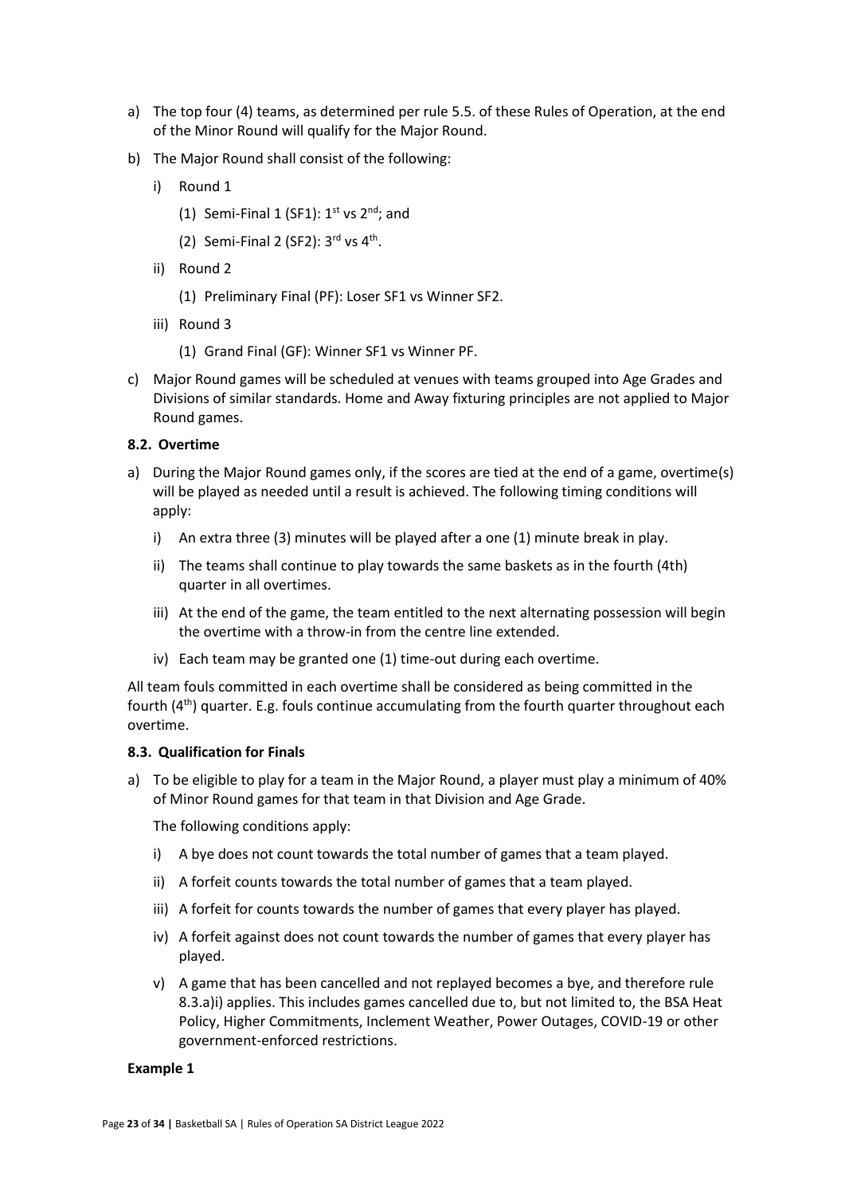a) The top four (4) teams, as determined per rule 5.5. of these Rules of Operation, at the end of the Minor Round will qualify for the Major Round.

b) The Major Round shall consist of the following:

   i) Round 1

      (1) Semi-Final 1 (SF1): 1st vs 2nd; and

      (2) Semi-Final 2 (SF2): 3rd vs 4th.

   ii) Round 2

      (1) Preliminary Final (PF): Loser SF1 vs Winner SF2.

   iii) Round 3

      (1) Grand Final (GF): Winner SF1 vs Winner PF.

c) Major Round games will be scheduled at venues with teams grouped into Age Grades and Divisions of similar standards. Home and Away fixturing principles are not applied to Major Round games.

#### 8.2. Overtime

a) During the Major Round games only, if the scores are tied at the end of a game, overtime(s) will be played as needed until a result is achieved. The following timing conditions will apply:

   i) An extra three (3) minutes will be played after a one (1) minute break in play.

   ii) The teams shall continue to play towards the same baskets as in the fourth (4th) quarter in all overtimes.

   iii) At the end of the game, the team entitled to the next alternating possession will begin the overtime with a throw-in from the centre line extended.

   iv) Each team may be granted one (1) time-out during each overtime.

All team fouls committed in each overtime shall be considered as being committed in the fourth (4th) quarter. E.g. fouls continue accumulating from the fourth quarter throughout each overtime.

#### 8.3. Qualification for Finals

a) To be eligible to play for a team in the Major Round, a player must play a minimum of 40% of Minor Round games for that team in that Division and Age Grade.

   The following conditions apply:

   i) A bye does not count towards the total number of games that a team played.

   ii) A forfeit counts towards the total number of games that a team played.

   iii) A forfeit for counts towards the number of games that every player has played.

   iv) A forfeit against does not count towards the number of games that every player has played.

   v) A game that has been cancelled and not replayed becomes a bye, and therefore rule 8.3.a)i) applies. This includes games cancelled due to, but not limited to, the BSA Heat Policy, Higher Commitments, Inclement Weather, Power Outages, COVID-19 or other government-enforced restrictions.

**Example 1**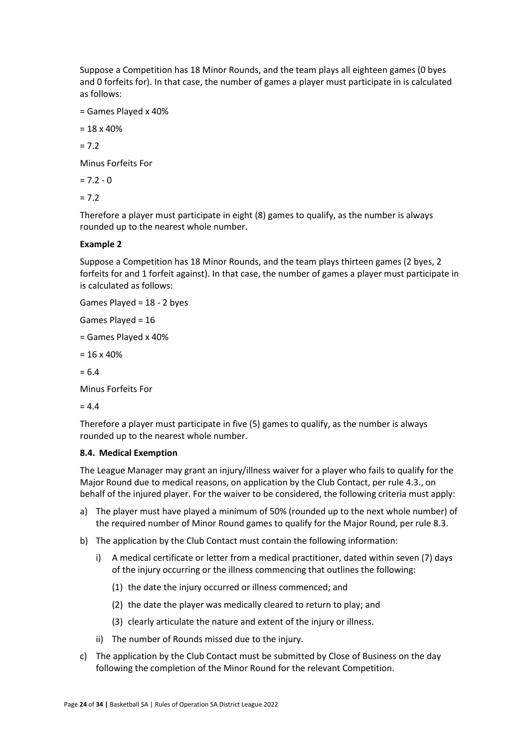Suppose a Competition has 18 Minor Rounds, and the team plays all eighteen games (0 byes and 0 forfeits for). In that case, the number of games a player must participate in is calculated as follows:

= Games Played x 40%

= 18 x 40%

= 7.2

Minus Forfeits For

= 7.2 - 0

= 7.2

Therefore a player must participate in eight (8) games to qualify, as the number is always rounded up to the nearest whole number.

**Example 2**

Suppose a Competition has 18 Minor Rounds, and the team plays thirteen games (2 byes, 2 forfeits for and 1 forfeit against). In that case, the number of games a player must participate in is calculated as follows:

Games Played = 18 - 2 byes

Games Played = 16

= Games Played x 40%

= 16 x 40%

= 6.4

Minus Forfeits For

= 4.4

Therefore a player must participate in five (5) games to qualify, as the number is always rounded up to the nearest whole number.

**8.4. Medical Exemption**

The League Manager may grant an injury/illness waiver for a player who fails to qualify for the Major Round due to medical reasons, on application by the Club Contact, per rule 4.3., on behalf of the injured player. For the waiver to be considered, the following criteria must apply:

a) The player must have played a minimum of 50% (rounded up to the next whole number) of the required number of Minor Round games to qualify for the Major Round, per rule 8.3.

b) The application by the Club Contact must contain the following information:

   i) A medical certificate or letter from a medical practitioner, dated within seven (7) days of the injury occurring or the illness commencing that outlines the following:

      (1) the date the injury occurred or illness commenced; and

      (2) the date the player was medically cleared to return to play; and

      (3) clearly articulate the nature and extent of the injury or illness.

   ii) The number of Rounds missed due to the injury.

c) The application by the Club Contact must be submitted by Close of Business on the day following the completion of the Minor Round for the relevant Competition.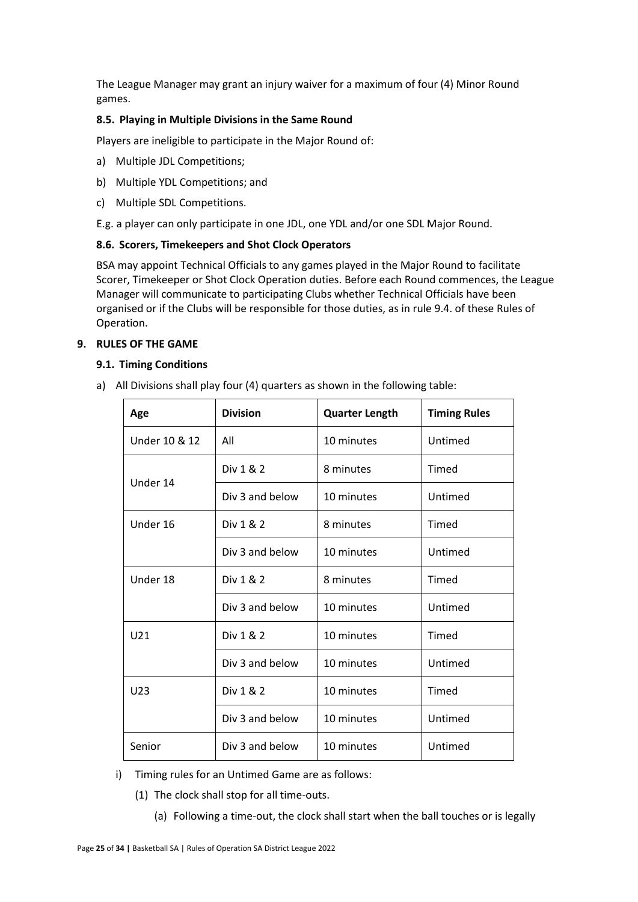The League Manager may grant an injury waiver for a maximum of four (4) Minor Round games.

### 8.5. Playing in Multiple Divisions in the Same Round

Players are ineligible to participate in the Major Round of:

a) Multiple JDL Competitions;

b) Multiple YDL Competitions; and

c) Multiple SDL Competitions.

E.g. a player can only participate in one JDL, one YDL and/or one SDL Major Round.

### 8.6. Scorers, Timekeepers and Shot Clock Operators

BSA may appoint Technical Officials to any games played in the Major Round to facilitate Scorer, Timekeeper or Shot Clock Operation duties. Before each Round commences, the League Manager will communicate to participating Clubs whether Technical Officials have been organised or if the Clubs will be responsible for those duties, as in rule 9.4. of these Rules of Operation.

## 9. RULES OF THE GAME

### 9.1. Timing Conditions

a) All Divisions shall play four (4) quarters as shown in the following table:

| Age | Division | Quarter Length | Timing Rules |
|---|---|---|---|
| Under 10 & 12 | All | 10 minutes | Untimed |
| Under 14 | Div 1 & 2 | 8 minutes | Timed |
| | Div 3 and below | 10 minutes | Untimed |
| Under 16 | Div 1 & 2 | 8 minutes | Timed |
| | Div 3 and below | 10 minutes | Untimed |
| Under 18 | Div 1 & 2 | 8 minutes | Timed |
| | Div 3 and below | 10 minutes | Untimed |
| U21 | Div 1 & 2 | 10 minutes | Timed |
| | Div 3 and below | 10 minutes | Untimed |
| U23 | Div 1 & 2 | 10 minutes | Timed |
| | Div 3 and below | 10 minutes | Untimed |
| Senior | Div 3 and below | 10 minutes | Untimed |

i) Timing rules for an Untimed Game are as follows:

(1) The clock shall stop for all time-outs.

(a) Following a time-out, the clock shall start when the ball touches or is legally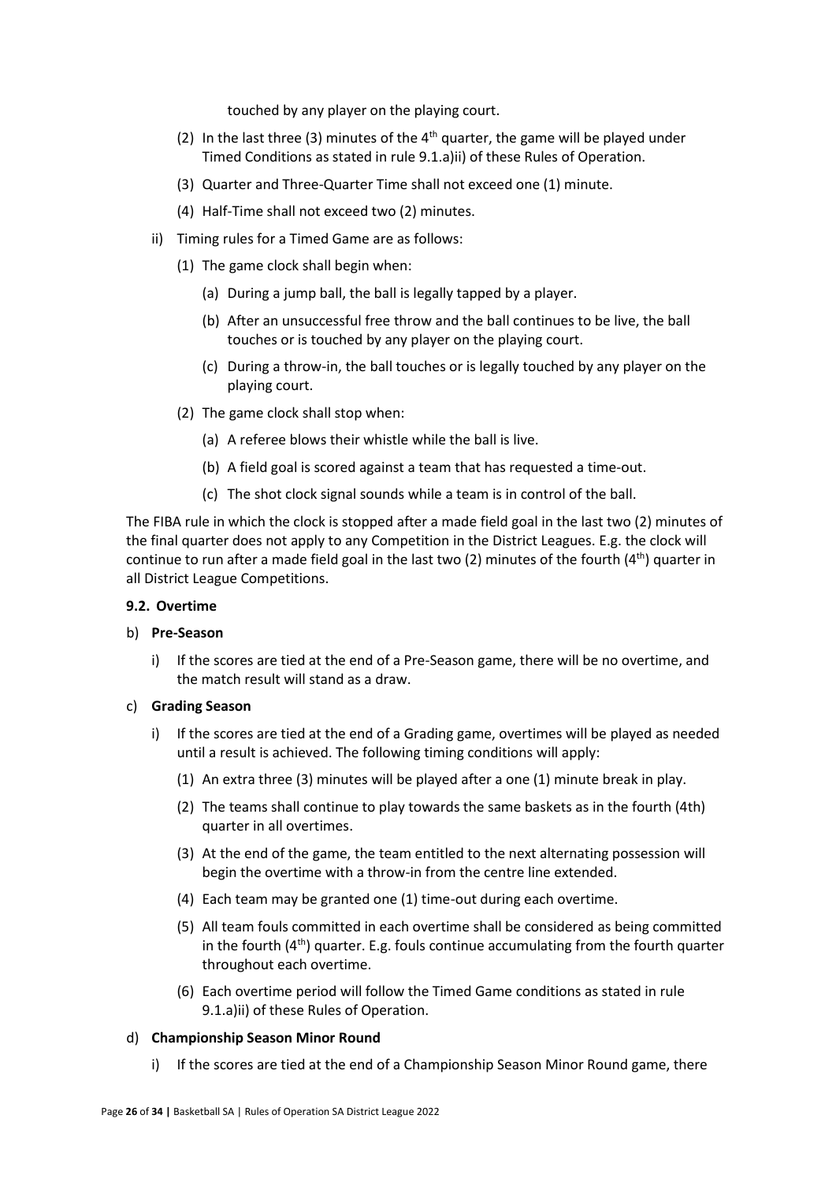touched by any player on the playing court.

(2) In the last three (3) minutes of the 4th quarter, the game will be played under Timed Conditions as stated in rule 9.1.a)ii) of these Rules of Operation.

(3) Quarter and Three-Quarter Time shall not exceed one (1) minute.

(4) Half-Time shall not exceed two (2) minutes.

ii) Timing rules for a Timed Game are as follows:

(1) The game clock shall begin when:

(a) During a jump ball, the ball is legally tapped by a player.

(b) After an unsuccessful free throw and the ball continues to be live, the ball touches or is touched by any player on the playing court.

(c) During a throw-in, the ball touches or is legally touched by any player on the playing court.

(2) The game clock shall stop when:

(a) A referee blows their whistle while the ball is live.

(b) A field goal is scored against a team that has requested a time-out.

(c) The shot clock signal sounds while a team is in control of the ball.

The FIBA rule in which the clock is stopped after a made field goal in the last two (2) minutes of the final quarter does not apply to any Competition in the District Leagues. E.g. the clock will continue to run after a made field goal in the last two (2) minutes of the fourth (4th) quarter in all District League Competitions.

**9.2. Overtime**

b) **Pre-Season**

i) If the scores are tied at the end of a Pre-Season game, there will be no overtime, and the match result will stand as a draw.

c) **Grading Season**

i) If the scores are tied at the end of a Grading game, overtimes will be played as needed until a result is achieved. The following timing conditions will apply:

(1) An extra three (3) minutes will be played after a one (1) minute break in play.

(2) The teams shall continue to play towards the same baskets as in the fourth (4th) quarter in all overtimes.

(3) At the end of the game, the team entitled to the next alternating possession will begin the overtime with a throw-in from the centre line extended.

(4) Each team may be granted one (1) time-out during each overtime.

(5) All team fouls committed in each overtime shall be considered as being committed in the fourth (4th) quarter. E.g. fouls continue accumulating from the fourth quarter throughout each overtime.

(6) Each overtime period will follow the Timed Game conditions as stated in rule 9.1.a)ii) of these Rules of Operation.

d) **Championship Season Minor Round**

i) If the scores are tied at the end of a Championship Season Minor Round game, there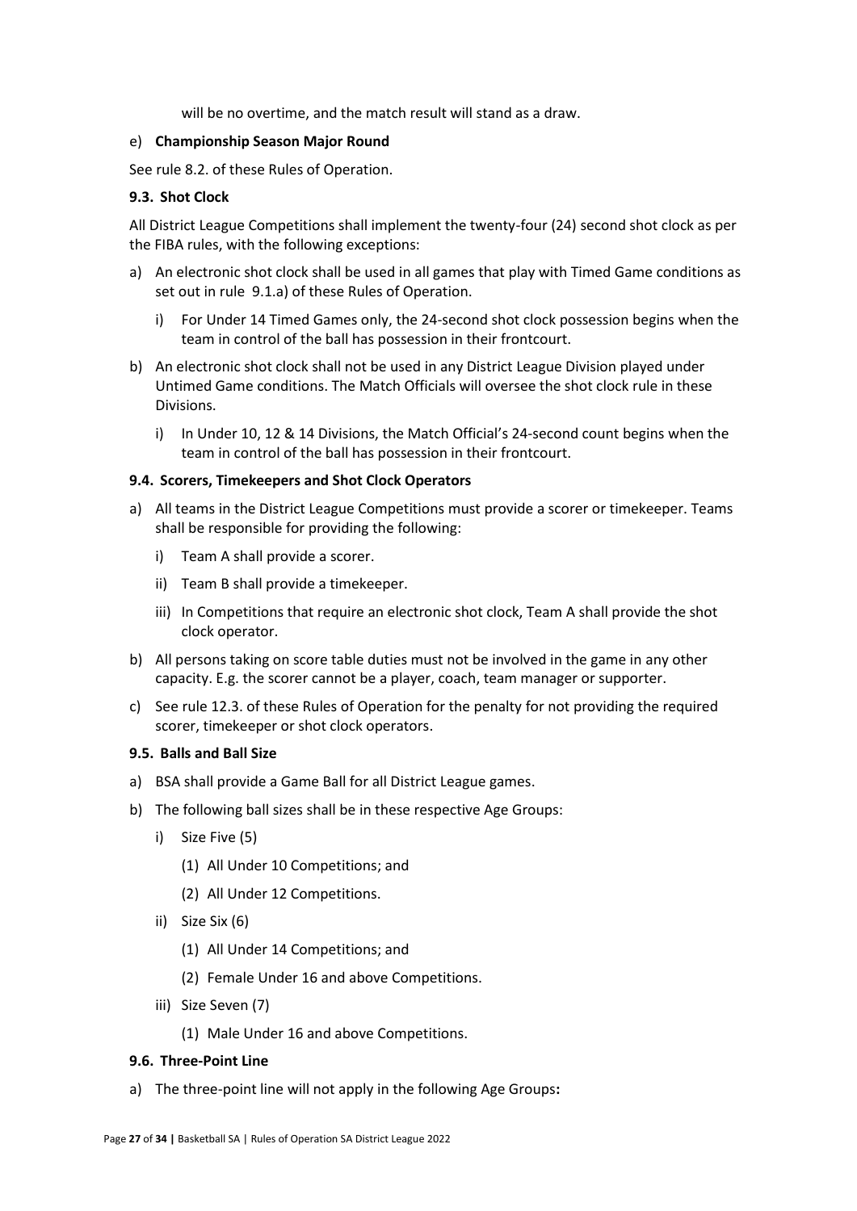will be no overtime, and the match result will stand as a draw.

e) **Championship Season Major Round**

See rule 8.2. of these Rules of Operation.

### 9.3. Shot Clock

All District League Competitions shall implement the twenty-four (24) second shot clock as per the FIBA rules, with the following exceptions:

a) An electronic shot clock shall be used in all games that play with Timed Game conditions as set out in rule 9.1.a) of these Rules of Operation.

   i) For Under 14 Timed Games only, the 24-second shot clock possession begins when the team in control of the ball has possession in their frontcourt.

b) An electronic shot clock shall not be used in any District League Division played under Untimed Game conditions. The Match Officials will oversee the shot clock rule in these Divisions.

   i) In Under 10, 12 & 14 Divisions, the Match Official's 24-second count begins when the team in control of the ball has possession in their frontcourt.

### 9.4. Scorers, Timekeepers and Shot Clock Operators

a) All teams in the District League Competitions must provide a scorer or timekeeper. Teams shall be responsible for providing the following:

   i) Team A shall provide a scorer.

   ii) Team B shall provide a timekeeper.

   iii) In Competitions that require an electronic shot clock, Team A shall provide the shot clock operator.

b) All persons taking on score table duties must not be involved in the game in any other capacity. E.g. the scorer cannot be a player, coach, team manager or supporter.

c) See rule 12.3. of these Rules of Operation for the penalty for not providing the required scorer, timekeeper or shot clock operators.

### 9.5. Balls and Ball Size

a) BSA shall provide a Game Ball for all District League games.

b) The following ball sizes shall be in these respective Age Groups:

   i) Size Five (5)

      (1) All Under 10 Competitions; and

      (2) All Under 12 Competitions.

   ii) Size Six (6)

      (1) All Under 14 Competitions; and

      (2) Female Under 16 and above Competitions.

   iii) Size Seven (7)

      (1) Male Under 16 and above Competitions.

### 9.6. Three-Point Line

a) The three-point line will not apply in the following Age Groups**:**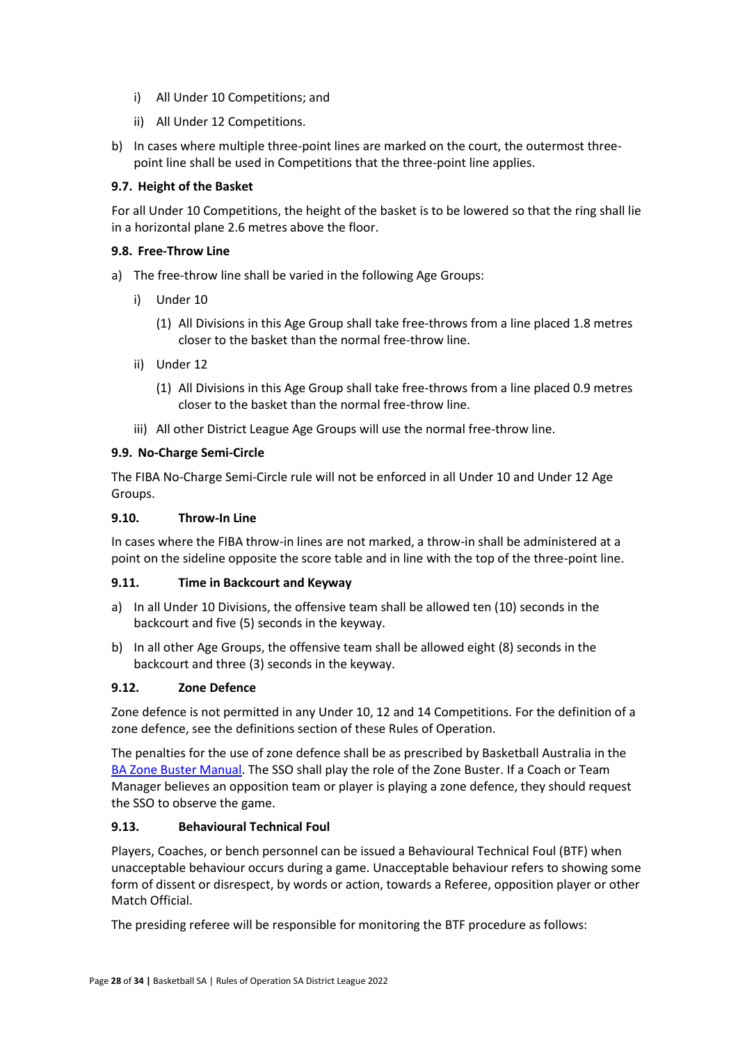i) All Under 10 Competitions; and

ii) All Under 12 Competitions.

b) In cases where multiple three-point lines are marked on the court, the outermost three-point line shall be used in Competitions that the three-point line applies.

### 9.7. Height of the Basket

For all Under 10 Competitions, the height of the basket is to be lowered so that the ring shall lie in a horizontal plane 2.6 metres above the floor.

### 9.8. Free-Throw Line

a) The free-throw line shall be varied in the following Age Groups:

i) Under 10

(1) All Divisions in this Age Group shall take free-throws from a line placed 1.8 metres closer to the basket than the normal free-throw line.

ii) Under 12

(1) All Divisions in this Age Group shall take free-throws from a line placed 0.9 metres closer to the basket than the normal free-throw line.

iii) All other District League Age Groups will use the normal free-throw line.

### 9.9. No-Charge Semi-Circle

The FIBA No-Charge Semi-Circle rule will not be enforced in all Under 10 and Under 12 Age Groups.

### 9.10. Throw-In Line

In cases where the FIBA throw-in lines are not marked, a throw-in shall be administered at a point on the sideline opposite the score table and in line with the top of the three-point line.

### 9.11. Time in Backcourt and Keyway

a) In all Under 10 Divisions, the offensive team shall be allowed ten (10) seconds in the backcourt and five (5) seconds in the keyway.

b) In all other Age Groups, the offensive team shall be allowed eight (8) seconds in the backcourt and three (3) seconds in the keyway.

### 9.12. Zone Defence

Zone defence is not permitted in any Under 10, 12 and 14 Competitions. For the definition of a zone defence, see the definitions section of these Rules of Operation.

The penalties for the use of zone defence shall be as prescribed by Basketball Australia in the BA Zone Buster Manual. The SSO shall play the role of the Zone Buster. If a Coach or Team Manager believes an opposition team or player is playing a zone defence, they should request the SSO to observe the game.

### 9.13. Behavioural Technical Foul

Players, Coaches, or bench personnel can be issued a Behavioural Technical Foul (BTF) when unacceptable behaviour occurs during a game. Unacceptable behaviour refers to showing some form of dissent or disrespect, by words or action, towards a Referee, opposition player or other Match Official.

The presiding referee will be responsible for monitoring the BTF procedure as follows: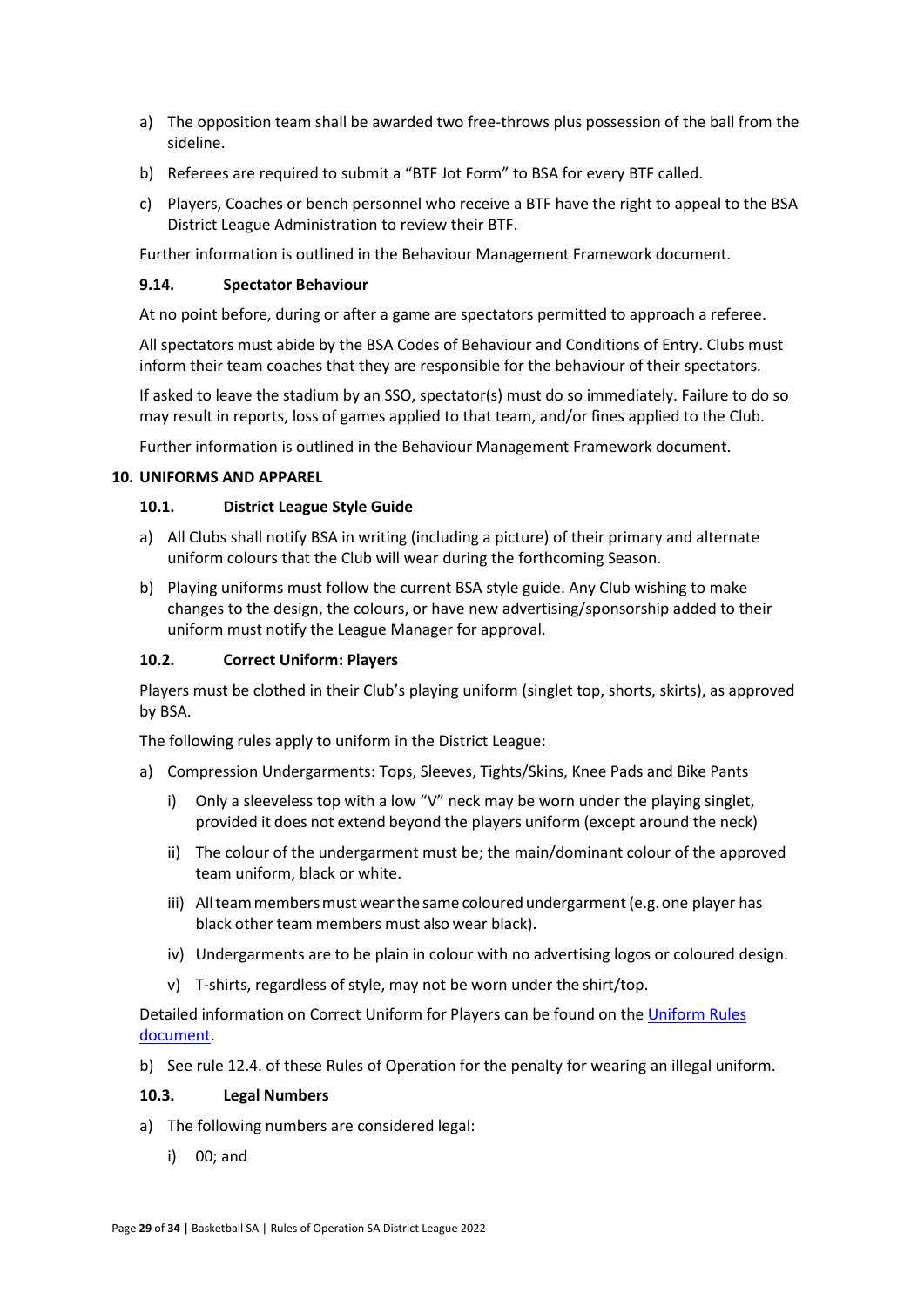a) The opposition team shall be awarded two free-throws plus possession of the ball from the sideline.

b) Referees are required to submit a "BTF Jot Form" to BSA for every BTF called.

c) Players, Coaches or bench personnel who receive a BTF have the right to appeal to the BSA District League Administration to review their BTF.

Further information is outlined in the Behaviour Management Framework document.

### 9.14. Spectator Behaviour

At no point before, during or after a game are spectators permitted to approach a referee.

All spectators must abide by the BSA Codes of Behaviour and Conditions of Entry. Clubs must inform their team coaches that they are responsible for the behaviour of their spectators.

If asked to leave the stadium by an SSO, spectator(s) must do so immediately. Failure to do so may result in reports, loss of games applied to that team, and/or fines applied to the Club.

Further information is outlined in the Behaviour Management Framework document.

## 10. UNIFORMS AND APPAREL

### 10.1. District League Style Guide

a) All Clubs shall notify BSA in writing (including a picture) of their primary and alternate uniform colours that the Club will wear during the forthcoming Season.

b) Playing uniforms must follow the current BSA style guide. Any Club wishing to make changes to the design, the colours, or have new advertising/sponsorship added to their uniform must notify the League Manager for approval.

### 10.2. Correct Uniform: Players

Players must be clothed in their Club's playing uniform (singlet top, shorts, skirts), as approved by BSA.

The following rules apply to uniform in the District League:

a) Compression Undergarments: Tops, Sleeves, Tights/Skins, Knee Pads and Bike Pants
   - i) Only a sleeveless top with a low "V" neck may be worn under the playing singlet, provided it does not extend beyond the players uniform (except around the neck)
   - ii) The colour of the undergarment must be; the main/dominant colour of the approved team uniform, black or white.
   - iii) All team members must wear the same coloured undergarment (e.g. one player has black other team members must also wear black).
   - iv) Undergarments are to be plain in colour with no advertising logos or coloured design.
   - v) T-shirts, regardless of style, may not be worn under the shirt/top.

Detailed information on Correct Uniform for Players can be found on the Uniform Rules document.

b) See rule 12.4. of these Rules of Operation for the penalty for wearing an illegal uniform.

### 10.3. Legal Numbers

a) The following numbers are considered legal:
   - i) 00; and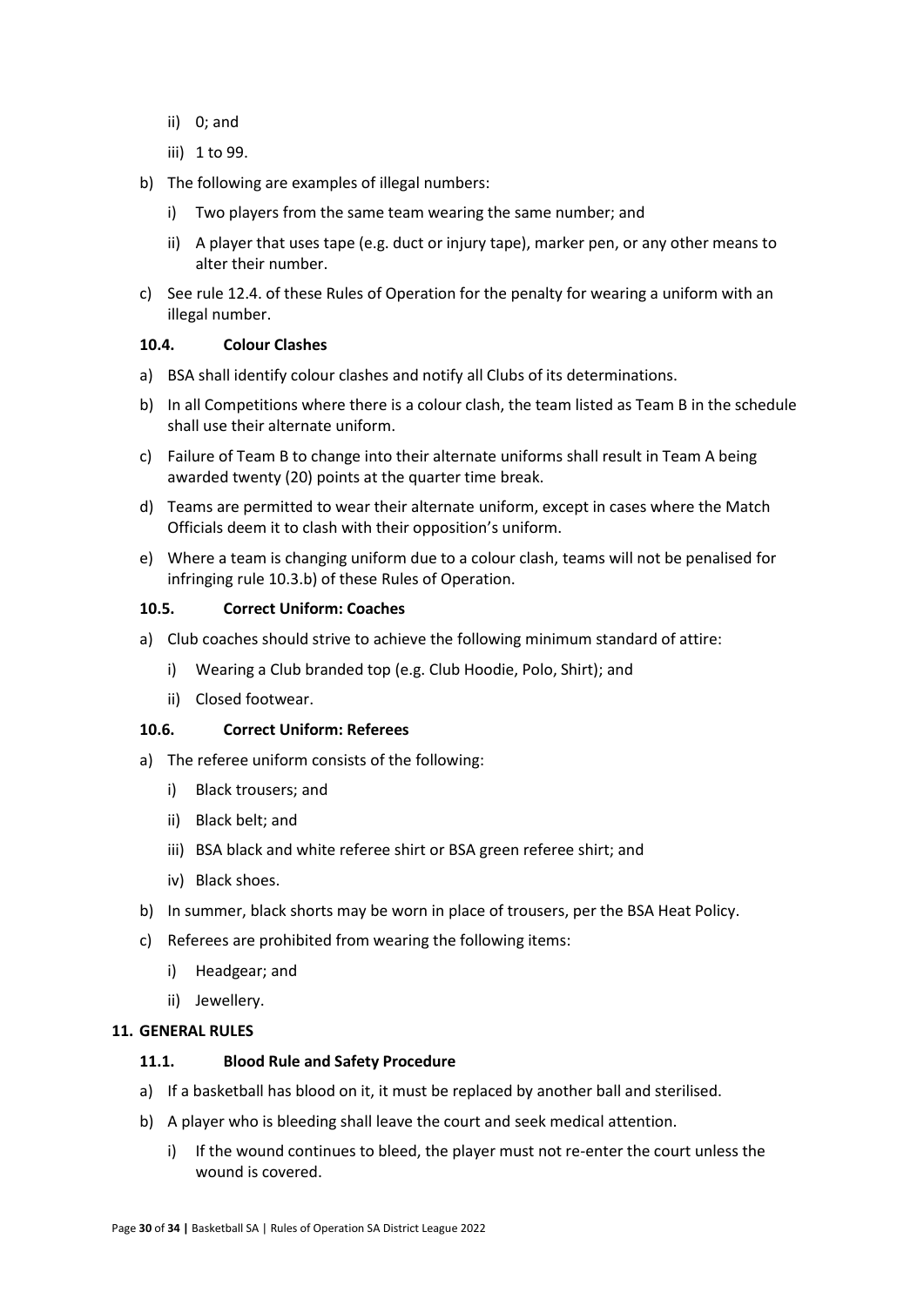ii) 0; and

iii) 1 to 99.

b) The following are examples of illegal numbers:

i) Two players from the same team wearing the same number; and

ii) A player that uses tape (e.g. duct or injury tape), marker pen, or any other means to alter their number.

c) See rule 12.4. of these Rules of Operation for the penalty for wearing a uniform with an illegal number.

### 10.4. Colour Clashes

a) BSA shall identify colour clashes and notify all Clubs of its determinations.

b) In all Competitions where there is a colour clash, the team listed as Team B in the schedule shall use their alternate uniform.

c) Failure of Team B to change into their alternate uniforms shall result in Team A being awarded twenty (20) points at the quarter time break.

d) Teams are permitted to wear their alternate uniform, except in cases where the Match Officials deem it to clash with their opposition's uniform.

e) Where a team is changing uniform due to a colour clash, teams will not be penalised for infringing rule 10.3.b) of these Rules of Operation.

### 10.5. Correct Uniform: Coaches

a) Club coaches should strive to achieve the following minimum standard of attire:

i) Wearing a Club branded top (e.g. Club Hoodie, Polo, Shirt); and

ii) Closed footwear.

### 10.6. Correct Uniform: Referees

a) The referee uniform consists of the following:

i) Black trousers; and

ii) Black belt; and

iii) BSA black and white referee shirt or BSA green referee shirt; and

iv) Black shoes.

b) In summer, black shorts may be worn in place of trousers, per the BSA Heat Policy.

c) Referees are prohibited from wearing the following items:

i) Headgear; and

ii) Jewellery.

## 11. GENERAL RULES

### 11.1. Blood Rule and Safety Procedure

a) If a basketball has blood on it, it must be replaced by another ball and sterilised.

b) A player who is bleeding shall leave the court and seek medical attention.

i) If the wound continues to bleed, the player must not re-enter the court unless the wound is covered.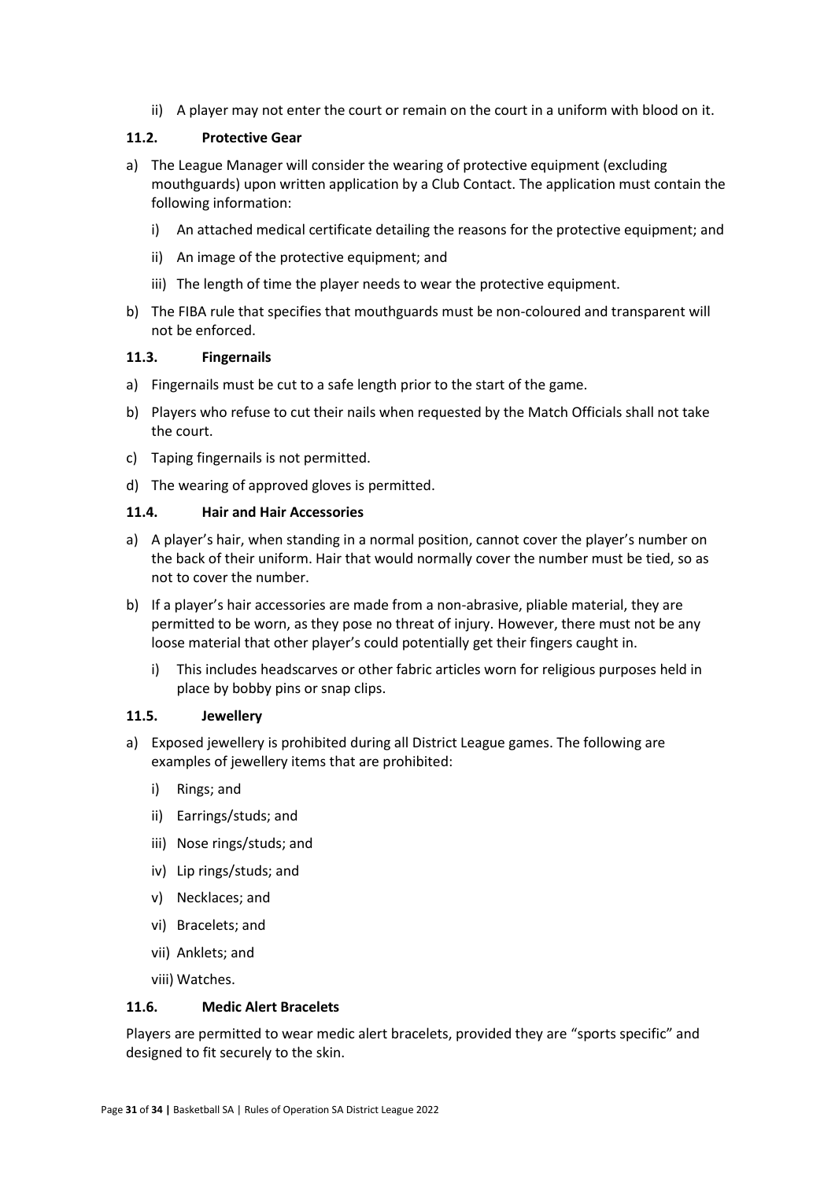ii) A player may not enter the court or remain on the court in a uniform with blood on it.

### 11.2. Protective Gear

a) The League Manager will consider the wearing of protective equipment (excluding mouthguards) upon written application by a Club Contact. The application must contain the following information:

   i) An attached medical certificate detailing the reasons for the protective equipment; and

   ii) An image of the protective equipment; and

   iii) The length of time the player needs to wear the protective equipment.

b) The FIBA rule that specifies that mouthguards must be non-coloured and transparent will not be enforced.

### 11.3. Fingernails

a) Fingernails must be cut to a safe length prior to the start of the game.

b) Players who refuse to cut their nails when requested by the Match Officials shall not take the court.

c) Taping fingernails is not permitted.

d) The wearing of approved gloves is permitted.

### 11.4. Hair and Hair Accessories

a) A player's hair, when standing in a normal position, cannot cover the player's number on the back of their uniform. Hair that would normally cover the number must be tied, so as not to cover the number.

b) If a player's hair accessories are made from a non-abrasive, pliable material, they are permitted to be worn, as they pose no threat of injury. However, there must not be any loose material that other player's could potentially get their fingers caught in.

   i) This includes headscarves or other fabric articles worn for religious purposes held in place by bobby pins or snap clips.

### 11.5. Jewellery

a) Exposed jewellery is prohibited during all District League games. The following are examples of jewellery items that are prohibited:

   i) Rings; and

   ii) Earrings/studs; and

   iii) Nose rings/studs; and

   iv) Lip rings/studs; and

   v) Necklaces; and

   vi) Bracelets; and

   vii) Anklets; and

   viii) Watches.

### 11.6. Medic Alert Bracelets

Players are permitted to wear medic alert bracelets, provided they are "sports specific" and designed to fit securely to the skin.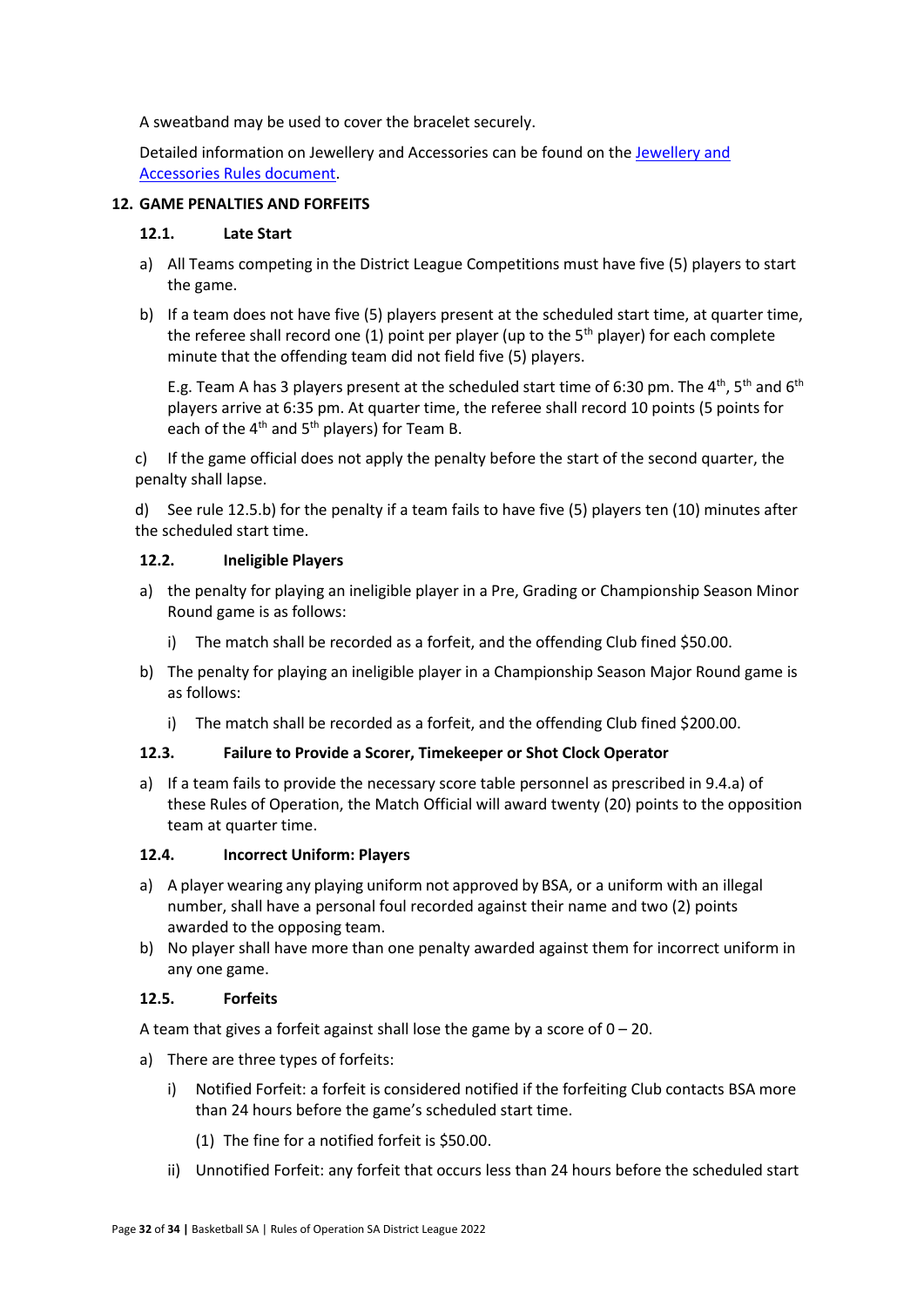A sweatband may be used to cover the bracelet securely.

Detailed information on Jewellery and Accessories can be found on the [Jewellery and Accessories Rules document](#).

## 12. GAME PENALTIES AND FORFEITS

### 12.1. Late Start

a) All Teams competing in the District League Competitions must have five (5) players to start the game.

b) If a team does not have five (5) players present at the scheduled start time, at quarter time, the referee shall record one (1) point per player (up to the 5th player) for each complete minute that the offending team did not field five (5) players.

E.g. Team A has 3 players present at the scheduled start time of 6:30 pm. The 4th, 5th and 6th players arrive at 6:35 pm. At quarter time, the referee shall record 10 points (5 points for each of the 4th and 5th players) for Team B.

c) If the game official does not apply the penalty before the start of the second quarter, the penalty shall lapse.

d) See rule 12.5.b) for the penalty if a team fails to have five (5) players ten (10) minutes after the scheduled start time.

### 12.2. Ineligible Players

a) the penalty for playing an ineligible player in a Pre, Grading or Championship Season Minor Round game is as follows:

   i) The match shall be recorded as a forfeit, and the offending Club fined $50.00.

b) The penalty for playing an ineligible player in a Championship Season Major Round game is as follows:

   i) The match shall be recorded as a forfeit, and the offending Club fined $200.00.

### 12.3. Failure to Provide a Scorer, Timekeeper or Shot Clock Operator

a) If a team fails to provide the necessary score table personnel as prescribed in 9.4.a) of these Rules of Operation, the Match Official will award twenty (20) points to the opposition team at quarter time.

### 12.4. Incorrect Uniform: Players

a) A player wearing any playing uniform not approved by BSA, or a uniform with an illegal number, shall have a personal foul recorded against their name and two (2) points awarded to the opposing team.

b) No player shall have more than one penalty awarded against them for incorrect uniform in any one game.

### 12.5. Forfeits

A team that gives a forfeit against shall lose the game by a score of 0 – 20.

a) There are three types of forfeits:

   i) Notified Forfeit: a forfeit is considered notified if the forfeiting Club contacts BSA more than 24 hours before the game's scheduled start time.

      (1) The fine for a notified forfeit is $50.00.

   ii) Unnotified Forfeit: any forfeit that occurs less than 24 hours before the scheduled start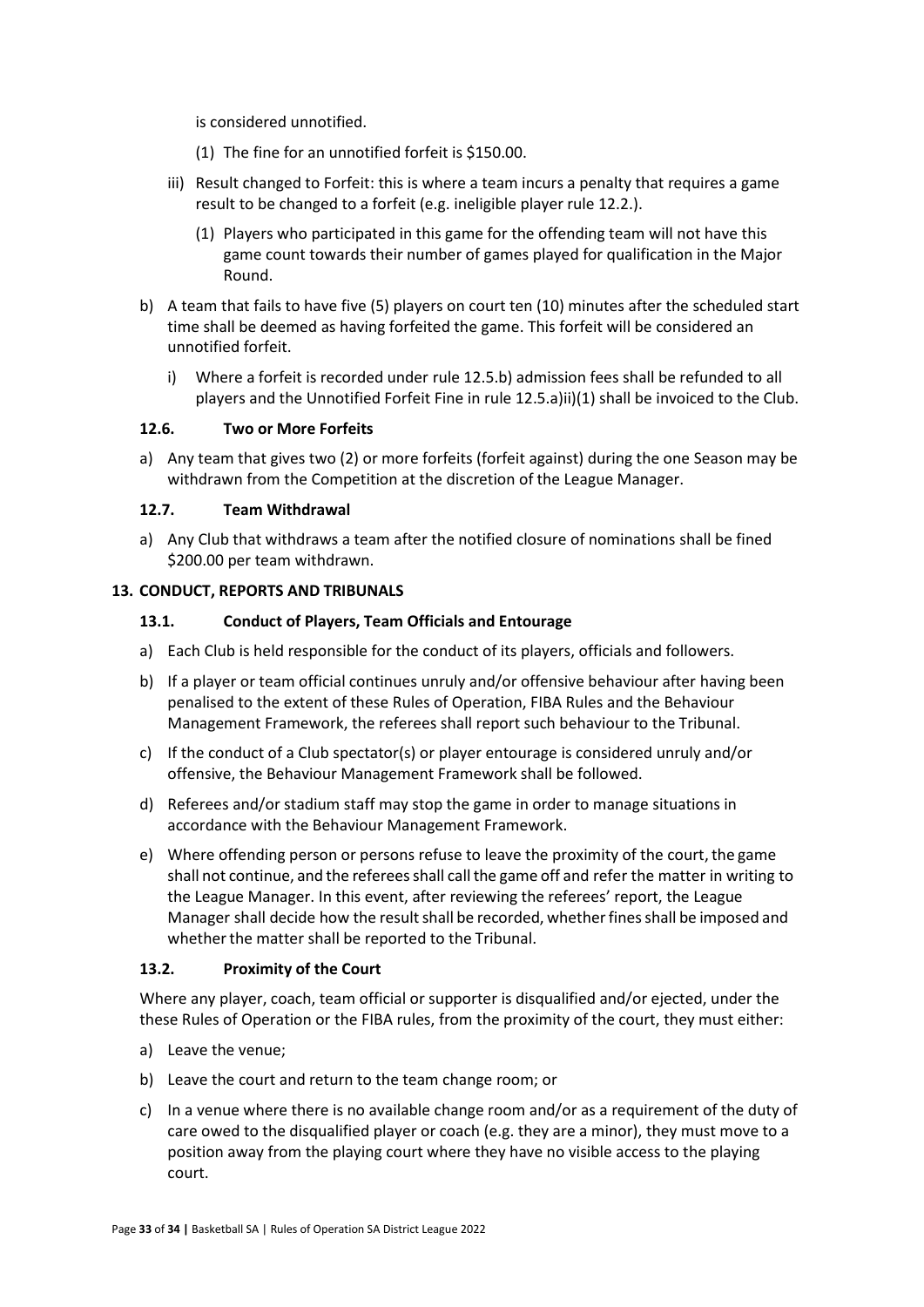is considered unnotified.

(1) The fine for an unnotified forfeit is $150.00.

iii) Result changed to Forfeit: this is where a team incurs a penalty that requires a game result to be changed to a forfeit (e.g. ineligible player rule 12.2.).

(1) Players who participated in this game for the offending team will not have this game count towards their number of games played for qualification in the Major Round.

b) A team that fails to have five (5) players on court ten (10) minutes after the scheduled start time shall be deemed as having forfeited the game. This forfeit will be considered an unnotified forfeit.

i) Where a forfeit is recorded under rule 12.5.b) admission fees shall be refunded to all players and the Unnotified Forfeit Fine in rule 12.5.a)ii)(1) shall be invoiced to the Club.

### 12.6. Two or More Forfeits

a) Any team that gives two (2) or more forfeits (forfeit against) during the one Season may be withdrawn from the Competition at the discretion of the League Manager.

### 12.7. Team Withdrawal

a) Any Club that withdraws a team after the notified closure of nominations shall be fined $200.00 per team withdrawn.

## 13. CONDUCT, REPORTS AND TRIBUNALS

### 13.1. Conduct of Players, Team Officials and Entourage

a) Each Club is held responsible for the conduct of its players, officials and followers.

b) If a player or team official continues unruly and/or offensive behaviour after having been penalised to the extent of these Rules of Operation, FIBA Rules and the Behaviour Management Framework, the referees shall report such behaviour to the Tribunal.

c) If the conduct of a Club spectator(s) or player entourage is considered unruly and/or offensive, the Behaviour Management Framework shall be followed.

d) Referees and/or stadium staff may stop the game in order to manage situations in accordance with the Behaviour Management Framework.

e) Where offending person or persons refuse to leave the proximity of the court, the game shall not continue, and the referees shall call the game off and refer the matter in writing to the League Manager. In this event, after reviewing the referees' report, the League Manager shall decide how the result shall be recorded, whether fines shall be imposed and whether the matter shall be reported to the Tribunal.

### 13.2. Proximity of the Court

Where any player, coach, team official or supporter is disqualified and/or ejected, under the these Rules of Operation or the FIBA rules, from the proximity of the court, they must either:

a) Leave the venue;

b) Leave the court and return to the team change room; or

c) In a venue where there is no available change room and/or as a requirement of the duty of care owed to the disqualified player or coach (e.g. they are a minor), they must move to a position away from the playing court where they have no visible access to the playing court.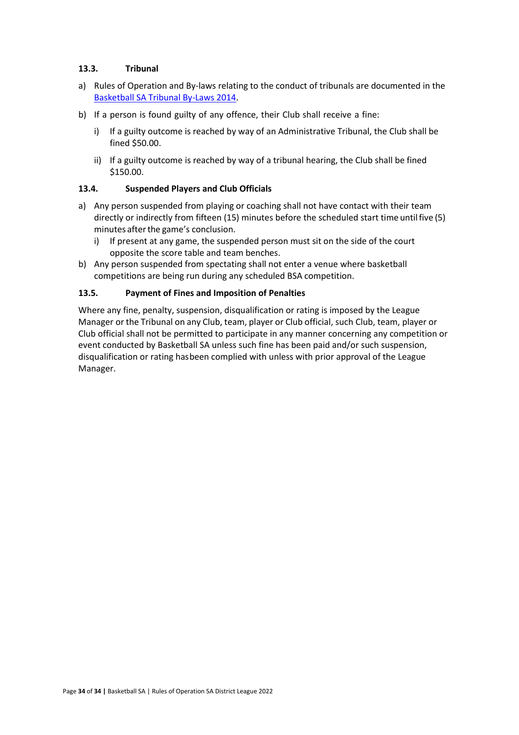### 13.3. Tribunal

a) Rules of Operation and By-laws relating to the conduct of tribunals are documented in the Basketball SA Tribunal By-Laws 2014.

b) If a person is found guilty of any offence, their Club shall receive a fine:

   i) If a guilty outcome is reached by way of an Administrative Tribunal, the Club shall be fined $50.00.

   ii) If a guilty outcome is reached by way of a tribunal hearing, the Club shall be fined $150.00.

### 13.4. Suspended Players and Club Officials

a) Any person suspended from playing or coaching shall not have contact with their team directly or indirectly from fifteen (15) minutes before the scheduled start time until five (5) minutes after the game's conclusion.

   i) If present at any game, the suspended person must sit on the side of the court opposite the score table and team benches.

b) Any person suspended from spectating shall not enter a venue where basketball competitions are being run during any scheduled BSA competition.

### 13.5. Payment of Fines and Imposition of Penalties

Where any fine, penalty, suspension, disqualification or rating is imposed by the League Manager or the Tribunal on any Club, team, player or Club official, such Club, team, player or Club official shall not be permitted to participate in any manner concerning any competition or event conducted by Basketball SA unless such fine has been paid and/or such suspension, disqualification or rating hasbeen complied with unless with prior approval of the League Manager.